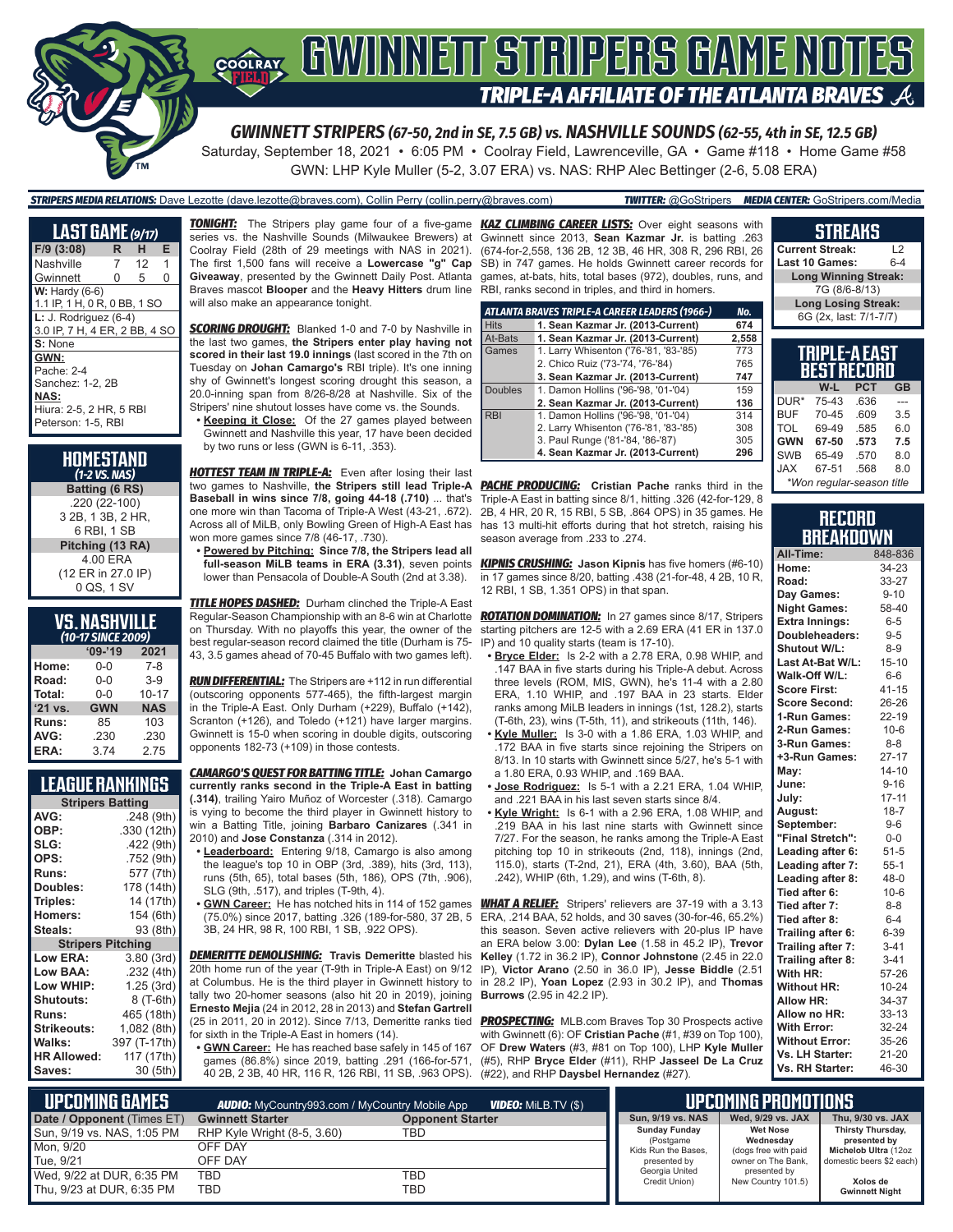# GWINNETT STRIPERS GAME NOTES

## TRIPLE-A AFFILIATE OF THE ATLANTA BRAVES

### GWINNETT STRIPERS (67-50, 2nd in SE, 7.5 GB) vs. NASHVILLE SOUNDS (62-55, 4th in SE, 12.5 GB)

Saturday, September 18, 2021 • 6:05 PM • Coolray Field, Lawrenceville, GA • Game #118 • Home Game #58

GWN: LHP Kyle Muller (5-2, 3.07 ERA) vs. NAS: RHP Alec Bettinger (2-6, 5.08 ERA)

**STRIPERS MEDIA RELATIONS:** Dave Lezotte (dave.lezotte@braves.com), Collin Perry (collin.perry@braves.com) **TWITTER:** @GoStripers **MEDIA CENTER:** GoStripers.com/Media

## LAST GAME (9/17)

| F/9 (3:08) | R | H | E |
|---|---|---|---|
| Nashville | 7 | 12 | 1 |
| Gwinnett | 0 | 5 | 0 |

**W:** Hardy (6-6)
1.1 IP, 1 H, 0 R, 0 BB, 1 SO

**L:** J. Rodriguez (6-4)
3.0 IP, 7 H, 4 ER, 2 BB, 4 SO

**S:** None

**GWN:**
Pache: 2-4
Sanchez: 1-2, 2B

**NAS:**
Hiura: 2-5, 2 HR, 5 RBI
Peterson: 1-5, RBI

## HOMESTAND (1-2 VS. NAS)

**Batting (6 RS)**
.220 (22-100)
3 2B, 1 3B, 2 HR,
6 RBI, 1 SB

**Pitching (13 RA)**
4.00 ERA
(12 ER in 27.0 IP)
0 QS, 1 SV

## VS. NASHVILLE (10-17 SINCE 2009)

| | '09-'19 | 2021 |
|---|---|---|
| Home: | 0-0 | 7-8 |
| Road: | 0-0 | 3-9 |
| Total: | 0-0 | 10-17 |
| '21 vs. | GWN | NAS |
| Runs: | 85 | 103 |
| AVG: | .230 | .230 |
| ERA: | 3.74 | 2.75 |

## LEAGUE RANKINGS

| Stripers Batting | |
|---|---|
| AVG: | .248 (9th) |
| OBP: | .330 (12th) |
| SLG: | .422 (9th) |
| OPS: | .752 (9th) |
| Runs: | 577 (7th) |
| Doubles: | 178 (14th) |
| Triples: | 14 (17th) |
| Homers: | 154 (6th) |
| Steals: | 93 (8th) |
| **Stripers Pitching** | |
| Low ERA: | 3.80 (3rd) |
| Low BAA: | .232 (4th) |
| Low WHIP: | 1.25 (3rd) |
| Shutouts: | 8 (T-6th) |
| Runs: | 465 (18th) |
| Strikeouts: | 1,082 (8th) |
| Walks: | 397 (T-17th) |
| HR Allowed: | 117 (17th) |
| Saves: | 30 (5th) |

**TONIGHT:** The Stripers play game four of a five-game series vs. the Nashville Sounds (Milwaukee Brewers) at Coolray Field (28th of 29 meetings with NAS in 2021). The first 1,500 fans will receive a **Lowercase "g" Cap Giveaway**, presented by the Gwinnett Daily Post. Atlanta Braves mascot **Blooper** and the **Heavy Hitters** drum line will also make an appearance tonight.

**SCORING DROUGHT:** Blanked 1-0 and 7-0 by Nashville in the last two games, **the Stripers enter play having not scored in their last 19.0 innings** (last scored in the 7th on Tuesday on **Johan Camargo's** RBI triple). It's one inning shy of Gwinnett's longest scoring drought this season, a 20.0-inning span from 8/26-8/28 at Nashville. Six of the Stripers' nine shutout losses have come vs. the Sounds.

- **Keeping it Close:** Of the 27 games played between Gwinnett and Nashville this year, 17 have been decided by two runs or less (GWN is 6-11, .353).

**HOTTEST TEAM IN TRIPLE-A:** Even after losing their last two games to Nashville, **the Stripers still lead Triple-A Baseball in wins since 7/8, going 44-18 (.710)** ... that's one more win than Tacoma of Triple-A West (43-21, .672). Across all of MiLB, only Bowling Green of High-A East has won more games since 7/8 (46-17, .730).

- **Powered by Pitching: Since 7/8, the Stripers lead all full-season MiLB teams in ERA (3.31)**, seven points lower than Pensacola of Double-A South (2nd at 3.38).

**TITLE HOPES DASHED:** Durham clinched the Triple-A East Regular-Season Championship with an 8-6 win at Charlotte on Thursday. With no playoffs this year, the owner of the best regular-season record claimed the title (Durham is 75-43, 3.5 games ahead of 70-45 Buffalo with two games left).

**RUN DIFFERENTIAL:** The Stripers are +112 in run differential (outscoring opponents 577-465), the fifth-largest margin in the Triple-A East. Only Durham (+229), Buffalo (+142), Scranton (+126), and Toledo (+121) have larger margins. Gwinnett is 15-0 when scoring in double digits, outscoring opponents 182-73 (+109) in those contests.

**CAMARGO'S QUEST FOR BATTING TITLE:** **Johan Camargo currently ranks second in the Triple-A East in batting (.314)**, trailing Yairo Muñoz of Worcester (.318). Camargo is vying to become the third player in Gwinnett history to win a Batting Title, joining **Barbaro Canizares** (.341 in 2010) and **Jose Constanza** (.314 in 2012).

- **Leaderboard:** Entering 9/18, Camargo is also among the league's top 10 in OBP (3rd, .389), hits (3rd, 113), runs (5th, 65), total bases (5th, 186), OPS (7th, .906), SLG (9th, .517), and triples (T-9th, 4).
- **GWN Career:** He has notched hits in 114 of 152 games (75.0%) since 2017, batting .326 (189-for-580, 37 2B, 5 3B, 24 HR, 98 R, 100 RBI, 1 SB, .922 OPS).

**DEMERITTE DEMOLISHING:** **Travis Demeritte** blasted his 20th home run of the year (T-9th in Triple-A East) on 9/12 at Columbus. He is the third player in Gwinnett history to tally two 20-homer seasons (also hit 20 in 2019), joining **Ernesto Mejia** (24 in 2012, 28 in 2013) and **Stefan Gartrell** (25 in 2011, 20 in 2012). Since 7/13, Demeritte ranks tied for sixth in the Triple-A East in homers (14).

- **GWN Career:** He has reached base safely in 145 of 167 games (86.8%) since 2019, batting .291 (166-for-571, 40 2B, 2 3B, 40 HR, 116 R, 126 RBI, 11 SB, .963 OPS).

**KAZ CLIMBING CAREER LISTS:** Over eight seasons with Gwinnett since 2013, **Sean Kazmar Jr.** is batting .263 (674-for-2,558, 136 2B, 12 3B, 46 HR, 308 R, 296 RBI, 26 SB) in 747 games. He holds Gwinnett career records for games, at-bats, hits, total bases (972), doubles, runs, and RBI, ranks second in triples, and third in homers.

| ATLANTA BRAVES TRIPLE-A CAREER LEADERS (1966-) | | No. |
|---|---|---|
| Hits | **1. Sean Kazmar Jr. (2013-Current)** | **674** |
| At-Bats | **1. Sean Kazmar Jr. (2013-Current)** | **2,558** |
| Games | 1. Larry Whisenton ('76-'81, '83-'85) | 773 |
| | 2. Chico Ruiz ('73-'74, '76-'84) | 765 |
| | **3. Sean Kazmar Jr. (2013-Current)** | **747** |
| Doubles | 1. Damon Hollins ('96-'98, '01-'04) | 159 |
| | **2. Sean Kazmar Jr. (2013-Current)** | **136** |
| RBI | 1. Damon Hollins ('96-'98, '01-'04) | 314 |
| | 2. Larry Whisenton ('76-'81, '83-'85) | 308 |
| | 3. Paul Runge ('81-'84, '86-'87) | 305 |
| | **4. Sean Kazmar Jr. (2013-Current)** | **296** |

**PACHE PRODUCING:** **Cristian Pache** ranks third in the Triple-A East in batting since 8/1, hitting .326 (42-for-129, 8 2B, 4 HR, 20 R, 15 RBI, 5 SB, .864 OPS) in 35 games. He has 13 multi-hit efforts during that hot stretch, raising his season average from .233 to .274.

**KIPNIS CRUSHING:** **Jason Kipnis** has five homers (#6-10) in 17 games since 8/20, batting .438 (21-for-48, 4 2B, 10 R, 12 RBI, 1 SB, 1.351 OPS) in that span.

**ROTATION DOMINATION:** In 27 games since 8/17, Stripers starting pitchers are 12-5 with a 2.69 ERA (41 ER in 137.0 IP) and 10 quality starts (team is 17-10).

- **Bryce Elder:** Is 2-2 with a 2.78 ERA, 0.98 WHIP, and .147 BAA in five starts during his Triple-A debut. Across three levels (ROM, MIS, GWN), he's 11-4 with a 2.80 ERA, 1.10 WHIP, and .197 BAA in 23 starts. Elder ranks among MiLB leaders in innings (1st, 128.2), starts (T-6th, 23), wins (T-5th, 11), and strikeouts (11th, 146).
- **Kyle Muller:** Is 3-0 with a 1.86 ERA, 1.03 WHIP, and .172 BAA in five starts since rejoining the Stripers on 8/13. In 10 starts with Gwinnett since 5/27, he's 5-1 with a 1.80 ERA, 0.93 WHIP, and .169 BAA.
- **Jose Rodriguez:** Is 5-1 with a 2.21 ERA, 1.04 WHIP, and .221 BAA in his last seven starts since 8/4.
- **Kyle Wright:** Is 6-1 with a 2.96 ERA, 1.08 WHIP, and .219 BAA in his last nine starts with Gwinnett since 7/27. For the season, he ranks among the Triple-A East pitching top 10 in strikeouts (2nd, 118), innings (2nd, 115.0), starts (T-2nd, 21), ERA (4th, 3.60), BAA (5th, .242), WHIP (6th, 1.29), and wins (T-6th, 8).

**WHAT A RELIEF:** Stripers' relievers are 37-19 with a 3.13 ERA, .214 BAA, 52 holds, and 30 saves (30-for-46, 65.2%) this season. Seven active relievers with 20-plus IP have an ERA below 3.00: **Dylan Lee** (1.58 in 45.2 IP), **Trevor Kelley** (1.72 in 36.2 IP), **Connor Johnstone** (2.45 in 22.0 IP), **Victor Arano** (2.50 in 36.0 IP), **Jesse Biddle** (2.51 in 28.2 IP), **Yoan Lopez** (2.93 in 30.2 IP), and **Thomas Burrows** (2.95 in 42.2 IP).

**PROSPECTING:** MLB.com Braves Top 30 Prospects active with Gwinnett (6): OF **Cristian Pache** (#1, #39 on Top 100), OF **Drew Waters** (#3, #81 on Top 100), LHP **Kyle Muller** (#5), RHP **Bryce Elder** (#11), RHP **Jasseel De La Cruz** (#22), and RHP **Daysbel Hernandez** (#27).

## STREAKS

| | |
|---|---|
| Current Streak: | L2 |
| Last 10 Games: | 6-4 |
| **Long Winning Streak:** | |
| 7G (8/6-8/13) | |
| **Long Losing Streak:** | |
| 6G (2x, last: 7/1-7/7) | |

## TRIPLE-A EAST BEST RECORD

| | W-L | PCT | GB |
|---|---|---|---|
| DUR* | 75-43 | .636 | --- |
| BUF | 70-45 | .609 | 3.5 |
| TOL | 69-49 | .585 | 6.0 |
| **GWN** | **67-50** | **.573** | **7.5** |
| SWB | 65-49 | .570 | 8.0 |
| JAX | 67-51 | .568 | 8.0 |

*Won regular-season title

## RECORD BREAKDOWN

| | |
|---|---|
| All-Time: | 848-836 |
| Home: | 34-23 |
| Road: | 33-27 |
| Day Games: | 9-10 |
| Night Games: | 58-40 |
| Extra Innings: | 6-5 |
| Doubleheaders: | 9-5 |
| Shutout W/L: | 8-9 |
| Last At-Bat W/L: | 15-10 |
| Walk-Off W/L: | 6-6 |
| Score First: | 41-15 |
| Score Second: | 26-26 |
| 1-Run Games: | 22-19 |
| 2-Run Games: | 10-6 |
| 3-Run Games: | 8-8 |
| +3-Run Games: | 27-17 |
| May: | 14-10 |
| June: | 9-16 |
| July: | 17-11 |
| August: | 18-7 |
| September: | 9-6 |
| "Final Stretch": | 0-0 |
| Leading after 6: | 51-5 |
| Leading after 7: | 55-1 |
| Leading after 8: | 48-0 |
| Tied after 6: | 10-6 |
| Tied after 7: | 8-8 |
| Tied after 8: | 6-4 |
| Trailing after 6: | 6-39 |
| Trailing after 7: | 3-41 |
| Trailing after 8: | 3-41 |
| With HR: | 57-26 |
| Without HR: | 10-24 |
| Allow HR: | 34-37 |
| Allow no HR: | 33-13 |
| With Error: | 32-24 |
| Without Error: | 35-26 |
| Vs. LH Starter: | 21-20 |
| Vs. RH Starter: | 46-30 |

## UPCOMING GAMES

**AUDIO:** MyCountry993.com / MyCountry Mobile App **VIDEO:** MiLB.TV ($)

| Date / Opponent (Times ET) | Gwinnett Starter | Opponent Starter |
|---|---|---|
| Sun, 9/19 vs. NAS, 1:05 PM | RHP Kyle Wright (8-5, 3.60) | TBD |
| Mon, 9/20 | OFF DAY | |
| Tue, 9/21 | OFF DAY | |
| Wed, 9/22 at DUR, 6:35 PM | TBD | TBD |
| Thu, 9/23 at DUR, 6:35 PM | TBD | TBD |

## UPCOMING PROMOTIONS

| Sun, 9/19 vs. NAS | Wed, 9/29 vs. JAX | Thu, 9/30 vs. JAX |
|---|---|---|
| **Sunday Funday** (Postgame Kids Run the Bases, presented by Georgia United Credit Union) | **Wet Nose Wednesday** (dogs free with paid owner on The Bank, presented by New Country 101.5) | **Thirsty Thursday, presented by Michelob Ultra** (12oz domestic beers $2 each) **Xolos de Gwinnett Night** |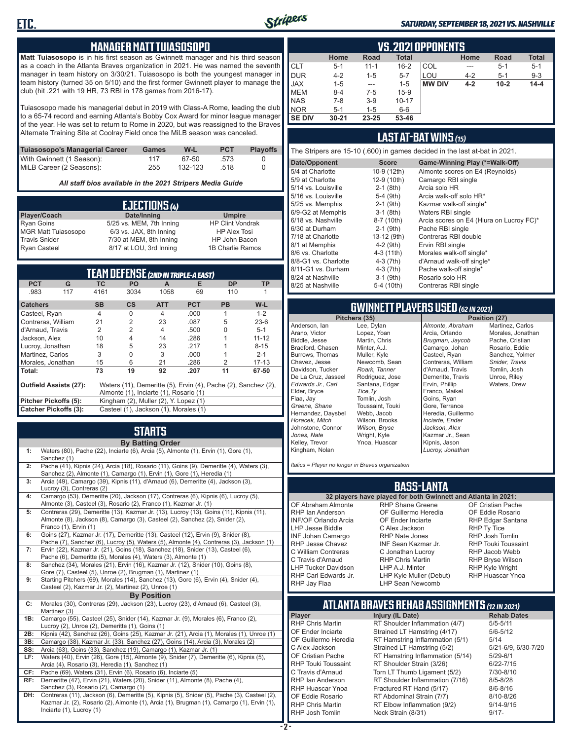## MANAGER MATT TUIASOSOPO

**Matt Tuiasosopo** is in his first season as Gwinnett manager and his third season as a coach in the Atlanta Braves organization in 2021. He was named the seventh manager in team history on 3/30/21. Tuiasosopo is both the youngest manager in team history (turned 35 on 5/10) and the first former Gwinnett player to manage the club (hit .221 with 19 HR, 73 RBI in 178 games from 2016-17).

Tuiasosopo made his managerial debut in 2019 with Class-A Rome, leading the club to a 65-74 record and earning Atlanta's Bobby Cox Award for minor league manager of the year. He was set to return to Rome in 2020, but was reassigned to the Braves Alternate Training Site at Coolray Field once the MiLB season was canceled.

| Tuiasosopo's Managerial Career | Games | W-L | PCT | Playoffs |
|---|---|---|---|---|
| With Gwinnett (1 Season): | 117 | 67-50 | .573 | 0 |
| MiLB Career (2 Seasons): | 255 | 132-123 | .518 | 0 |

*All staff bios available in the 2021 Stripers Media Guide*

## EJECTIONS (4)

| Player/Coach | Date/Inning | Umpire |
|---|---|---|
| Ryan Goins | 5/25 vs. MEM, 7th Inning | HP Clint Vondrak |
| MGR Matt Tuiasosopo | 6/3 vs. JAX, 8th Inning | HP Alex Tosi |
| Travis Snider | 7/30 at MEM, 8th Inning | HP John Bacon |
| Ryan Casteel | 8/17 at LOU, 3rd Inning | 1B Charlie Ramos |

## TEAM DEFENSE (2ND IN TRIPLE-A EAST)

| PCT | G | TC | PO | A | E | DP | TP |
|---|---|---|---|---|---|---|---|
| .983 | 117 | 4161 | 3034 | 1058 | 69 | 110 | 1 |

| Catchers | SB | CS | ATT | PCT | PB | W-L |
|---|---|---|---|---|---|---|
| Casteel, Ryan | 4 | 0 | 4 | .000 | 1 | 1-2 |
| Contreras, William | 21 | 2 | 23 | .087 | 5 | 23-6 |
| d'Arnaud, Travis | 2 | 2 | 4 | .500 | 0 | 5-1 |
| Jackson, Alex | 10 | 4 | 14 | .286 | 1 | 11-12 |
| Lucroy, Jonathan | 18 | 5 | 23 | .217 | 1 | 8-15 |
| Martinez, Carlos | 3 | 0 | 3 | .000 | 1 | 2-1 |
| Morales, Jonathan | 15 | 6 | 21 | .286 | 2 | 17-13 |
| **Total:** | **73** | **19** | **92** | **.207** | **11** | **67-50** |

**Outfield Assists (27):** Waters (11), Demeritte (5), Ervin (4), Pache (2), Sanchez (2), Almonte (1), Inciarte (1), Rosario (1)
**Pitcher Pickoffs (5):** Kingham (2), Muller (2), Y. Lopez (1)
**Catcher Pickoffs (3):** Casteel (1), Jackson (1), Morales (1)

## STARTS

**By Batting Order**

| | |
|---|---|
| 1: | Waters (80), Pache (22), Inciarte (6), Arcia (5), Almonte (1), Ervin (1), Gore (1), Sanchez (1) |
| 2: | Pache (41), Kipnis (24), Arcia (18), Rosario (11), Goins (9), Demeritte (4), Waters (3), Sanchez (2), Almonte (1), Camargo (1), Ervin (1), Gore (1), Heredia (1) |
| 3: | Arcia (49), Camargo (39), Kipnis (11), d'Arnaud (6), Demeritte (4), Jackson (3), Lucroy (3), Contreras (2) |
| 4: | Camargo (53), Demeritte (20), Jackson (17), Contreras (6), Kipnis (6), Lucroy (5), Almonte (3), Casteel (3), Rosario (2), Franco (1), Kazmar Jr. (1) |
| 5: | Contreras (29), Demeritte (13), Kazmar Jr. (13), Lucroy (13), Goins (11), Kipnis (11), Almonte (8), Jackson (8), Camargo (3), Casteel (2), Sanchez (2), Snider (2), Franco (1), Ervin (1) |
| 6: | Goins (27), Kazmar Jr. (17), Demeritte (13), Casteel (12), Ervin (9), Snider (8), Pache (7), Sanchez (6), Lucroy (6), Waters (5), Almonte (4), Contreras (3), Jackson (1) |
| 7: | Ervin (22), Kazmar Jr. (21), Goins (18), Sanchez (18), Snider (13), Casteel (6), Pache (6), Demeritte (6), Morales (4), Waters (4), Almonte (1) |
| 8: | Sanchez (34), Morales (21), Ervin (16), Kazmar Jr. (12), Snider (10), Goins (8), Gore (7), Casteel (5), Unroe (2), Brugman (1), Martinez (1) |
| 9: | Starting Pitchers (69), Morales (14), Sanchez (13), Gore (6), Ervin (4), Snider (4), Casteel (2), Kazmar Jr. (2), Martinez (2), Unroe (1) |

**By Position**

| | |
|---|---|
| C: | Morales (30), Contreras (29), Jackson (23), Lucroy (23), d'Arnaud (6), Casteel (3), Martinez (3) |
| 1B: | Camargo (55), Casteel (25), Snider (14), Kazmar Jr. (9), Morales (6), Franco (2), Lucroy (2), Unroe (2), Demeritte (1), Goins (1) |
| 2B: | Kipnis (42), Sanchez (26), Goins (25), Kazmar Jr. (21), Arcia (1), Morales (1), Unroe (1) |
| 3B: | Camargo (38), Kazmar Jr. (33), Sanchez (27), Goins (14), Arcia (3), Morales (2) |
| SS: | Arcia (63), Goins (33), Sanchez (19), Camargo (1), Kazmar Jr. (1) |
| LF: | Waters (40), Ervin (26), Gore (15), Almonte (9), Snider (7), Demeritte (6), Kipnis (5), Arcia (4), Rosario (3), Heredia (1), Sanchez (1) |
| CF: | Pache (69), Waters (31), Ervin (6), Rosario (6), Inciarte (5) |
| RF: | Demeritte (47), Ervin (21), Waters (20), Snider (11), Almonte (8), Pache (4), Sanchez (3), Rosario (2), Camargo (1) |
| DH: | Contreras (11), Jackson (6), Demeritte (5), Kipnis (5), Snider (5), Pache (3), Casteel (2), Kazmar Jr. (2), Rosario (2), Almonte (1), Arcia (1), Brugman (1), Camargo (1), Ervin (1), Inciarte (1), Lucroy (1) |

## VS. 2021 OPPONENTS

| | Home | Road | Total | | Home | Road | Total |
|---|---|---|---|---|---|---|---|
| CLT | 5-1 | 11-1 | 16-2 | COL | --- | 5-1 | 5-1 |
| DUR | 4-2 | 1-5 | 5-7 | LOU | 4-2 | 5-1 | 9-3 |
| JAX | 1-5 | --- | 1-5 | **MW DIV** | **4-2** | **10-2** | **14-4** |
| MEM | 8-4 | 7-5 | 15-9 | | | | |
| NAS | 7-8 | 3-9 | 10-17 | | | | |
| NOR | 5-1 | 1-5 | 6-6 | | | | |
| **SE DIV** | **30-21** | **23-25** | **53-46** | | | | |

## LAST AT-BAT WINS (15)

The Stripers are 15-10 (.600) in games decided in the last at-bat in 2021.

| Date/Opponent | Score | Game-Winning Play (*=Walk-Off) |
|---|---|---|
| 5/4 at Charlotte | 10-9 (12th) | Almonte scores on E4 (Reynolds) |
| 5/9 at Charlotte | 12-9 (10th) | Camargo RBI single |
| 5/14 vs. Louisville | 2-1 (8th) | Arcia solo HR |
| 5/16 vs. Louisville | 5-4 (9th) | Arcia walk-off solo HR* |
| 5/25 vs. Memphis | 2-1 (9th) | Kazmar walk-off single* |
| 6/9-G2 at Memphis | 3-1 (8th) | Waters RBI single |
| 6/18 vs. Nashville | 8-7 (10th) | Arcia scores on E4 (Hiura on Lucroy FC)* |
| 6/30 at Durham | 2-1 (9th) | Pache RBI single |
| 7/18 at Charlotte | 13-12 (9th) | Contreras RBI double |
| 8/1 at Memphis | 4-2 (9th) | Ervin RBI single |
| 8/6 vs. Charlotte | 4-3 (11th) | Morales walk-off single* |
| 8/8-G1 vs. Charlotte | 4-3 (7th) | d'Arnaud walk-off single* |
| 8/11-G1 vs. Durham | 4-3 (7th) | Pache walk-off single* |
| 8/24 at Nashville | 3-1 (9th) | Rosario solo HR |
| 8/25 at Nashville | 5-4 (10th) | Contreras RBI single |

## GWINNETT PLAYERS USED (62 IN 2021)

| Pitchers (35) | | Position (27) | |
|---|---|---|---|
| Anderson, Ian | Lee, Dylan | *Almonte, Abraham* | Martinez, Carlos |
| Arano, Victor | Lopez, Yoan | Arcia, Orlando | Morales, Jonathan |
| Biddle, Jesse | Martin, Chris | *Brugman, Jaycob* | Pache, Cristian |
| Bradford, Chasen | Minter, A.J. | Camargo, Johan | Rosario, Eddie |
| Burrows, Thomas | Muller, Kyle | Casteel, Ryan | Sanchez, Yolmer |
| Chavez, Jesse | Newcomb, Sean | Contreras, William | *Snider, Travis* |
| Davidson, Tucker | *Roark, Tanner* | d'Arnaud, Travis | Tomlin, Josh |
| De La Cruz, Jasseel | Rodriguez, Jose | Demeritte, Travis | Unroe, Riley |
| *Edwards Jr., Carl* | Santana, Edgar | Ervin, Phillip | Waters, Drew |
| Elder, Bryce | *Tice, Ty* | Franco, Maikel | |
| Flaa, Jay | Tomlin, Josh | Goins, Ryan | |
| *Greene, Shane* | Toussaint, Touki | Gore, Terrance | |
| Hernandez, Daysbel | Webb, Jacob | Heredia, Guillermo | |
| *Horacek, Mitch* | Wilson, Brooks | *Inciarte, Ender* | |
| Johnstone, Connor | *Wilson, Bryse* | Jackson, Alex | |
| *Jones, Nate* | Wright, Kyle | Kazmar Jr., Sean | |
| Kelley, Trevor | Ynoa, Huascar | Kipnis, Jason | |
| Kingham, Nolan | | *Lucroy, Jonathan* | |

*Italics = Player no longer in Braves organization*

## BASS-LANTA

**32 players have played for both Gwinnett and Atlanta in 2021:**

| | | |
|---|---|---|
| OF Abraham Almonte | RHP Shane Greene | OF Cristian Pache |
| RHP Ian Anderson | OF Guillermo Heredia | OF Eddie Rosario |
| INF/OF Orlando Arcia | OF Ender Inciarte | RHP Edgar Santana |
| LHP Jesse Biddle | C Alex Jackson | RHP Ty Tice |
| INF Johan Camargo | RHP Nate Jones | RHP Josh Tomlin |
| RHP Jesse Chavez | INF Sean Kazmar Jr. | RHP Touki Toussaint |
| C William Contreras | C Jonathan Lucroy | RHP Jacob Webb |
| C Travis d'Arnaud | RHP Chris Martin | RHP Bryse Wilson |
| LHP Tucker Davidson | LHP A.J. Minter | RHP Kyle Wright |
| RHP Carl Edwards Jr. | LHP Kyle Muller (Debut) | RHP Huascar Ynoa |
| RHP Jay Flaa | LHP Sean Newcomb | |

## ATLANTA BRAVES REHAB ASSIGNMENTS (12 IN 2021)

| Player | Injury (IL Date) | Rehab Dates |
|---|---|---|
| RHP Chris Martin | RT Shoulder Inflammation (4/7) | 5/5-5/11 |
| OF Ender Inciarte | Strained LT Hamstring (4/17) | 5/6-5/12 |
| OF Guillermo Heredia | RT Hamstring Inflammation (5/1) | 5/14 |
| C Alex Jackson | Strained LT Hamstring (5/2) | 5/21-6/9, 6/30-7/20 |
| OF Cristian Pache | RT Hamstring Inflammation (5/14) | 5/29-6/1 |
| RHP Touki Toussaint | RT Shoulder Strain (3/26) | 6/22-7/15 |
| C Travis d'Arnaud | Torn LT Thumb Ligament (5/2) | 7/30-8/10 |
| RHP Ian Anderson | RT Shoulder Inflammation (7/16) | 8/5-8/28 |
| RHP Huascar Ynoa | Fractured RT Hand (5/17) | 8/6-8/16 |
| OF Eddie Rosario | RT Abdominal Strain (7/7) | 8/10-8/26 |
| RHP Chris Martin | RT Elbow Inflammation (9/2) | 9/14-9/15 |
| RHP Josh Tomlin | Neck Strain (8/31) | 9/17- |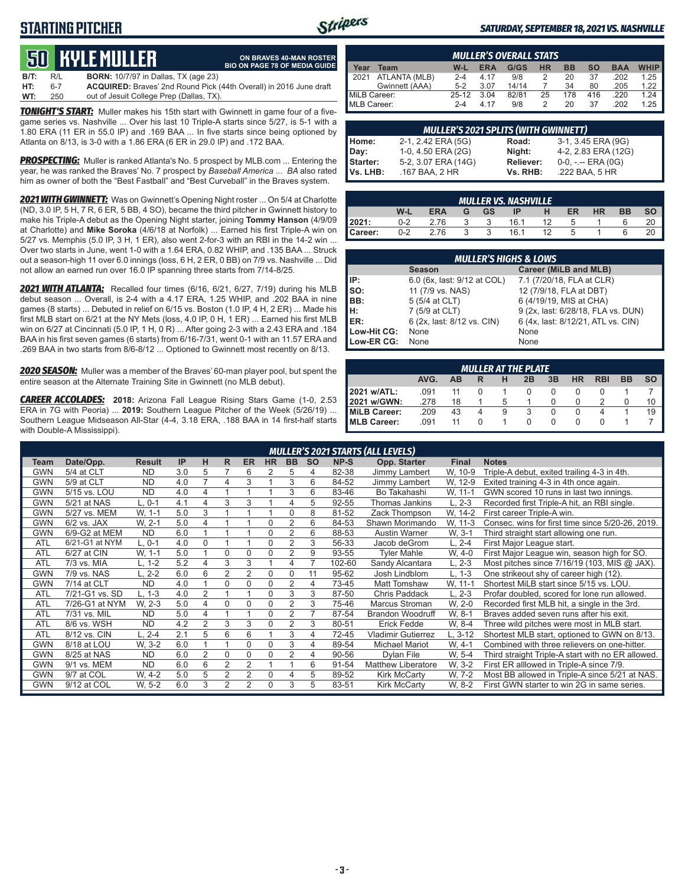# STARTING PITCHER

*SATURDAY, SEPTEMBER 18, 2021 VS. NASHVILLE*

## 50 KYLE MULLER

**ON BRAVES 40-MAN ROSTER**
**BIO ON PAGE 78 OF MEDIA GUIDE**

| | | |
|---|---|---|
| **B/T:** | R/L | **BORN:** 10/7/97 in Dallas, TX (age 23) |
| **HT:** | 6-7 | **ACQUIRED:** Braves' 2nd Round Pick (44th Overall) in 2016 June draft |
| **WT:** | 250 | out of Jesuit College Prep (Dallas, TX). |

***TONIGHT'S START:*** Muller makes his 15th start with Gwinnett in game four of a five-game series vs. Nashville ... Over his last 10 Triple-A starts since 5/27, is 5-1 with a 1.80 ERA (11 ER in 55.0 IP) and .169 BAA ... In five starts since being optioned by Atlanta on 8/13, is 3-0 with a 1.86 ERA (6 ER in 29.0 IP) and .172 BAA.

***PROSPECTING:*** Muller is ranked Atlanta's No. 5 prospect by MLB.com ... Entering the year, he was ranked the Braves' No. 7 prospect by *Baseball America* ... *BA* also rated him as owner of both the "Best Fastball" and "Best Curveball" in the Braves system.

***2021 WITH GWINNETT:*** Was on Gwinnett's Opening Night roster ... On 5/4 at Charlotte (ND, 3.0 IP, 5 H, 7 R, 6 ER, 5 BB, 4 SO), became the third pitcher in Gwinnett history to make his Triple-A debut as the Opening Night starter, joining **Tommy Hanson** (4/9/09 at Charlotte) and **Mike Soroka** (4/6/18 at Norfolk) ... Earned his first Triple-A win on 5/27 vs. Memphis (5.0 IP, 3 H, 1 ER), also went 2-for-3 with an RBI in the 14-2 win ... Over two starts in June, went 1-0 with a 1.64 ERA, 0.82 WHIP, and .135 BAA ... Struck out a season-high 11 over 6.0 innings (loss, 6 H, 2 ER, 0 BB) on 7/9 vs. Nashville ... Did not allow an earned run over 16.0 IP spanning three starts from 7/14-8/25.

***2021 WITH ATLANTA:*** Recalled four times (6/16, 6/21, 6/27, 7/19) during his MLB debut season ... Overall, is 2-4 with a 4.17 ERA, 1.25 WHIP, and .202 BAA in nine games (8 starts) ... Debuted in relief on 6/15 vs. Boston (1.0 IP, 4 H, 2 ER) ... Made his first MLB start on 6/21 at the NY Mets (loss, 4.0 IP, 0 H, 1 ER) ... Earned his first MLB win on 6/27 at Cincinnati (5.0 IP, 1 H, 0 R) ... After going 2-3 with a 2.43 ERA and .184 BAA in his first seven games (6 starts) from 6/16-7/31, went 0-1 with an 11.57 ERA and .269 BAA in two starts from 8/6-8/12 ... Optioned to Gwinnett most recently on 8/13.

***2020 SEASON:*** Muller was a member of the Braves' 60-man player pool, but spent the entire season at the Alternate Training Site in Gwinnett (no MLB debut).

***CAREER ACCOLADES:*** **2018:** Arizona Fall League Rising Stars Game (1-0, 2.53 ERA in 7G with Peoria) ... **2019:** Southern League Pitcher of the Week (5/26/19) ... Southern League Midseason All-Star (4-4, 3.18 ERA, .188 BAA in 14 first-half starts with Double-A Mississippi).

### MULLER'S OVERALL STATS

| Year | Team | W-L | ERA | G/GS | HR | BB | SO | BAA | WHIP |
|---|---|---|---|---|---|---|---|---|---|
| 2021 | ATLANTA (MLB) | 2-4 | 4.17 | 9/8 | 2 | 20 | 37 | .202 | 1.25 |
| | Gwinnett (AAA) | 5-2 | 3.07 | 14/14 | 7 | 34 | 80 | .205 | 1.22 |
| MiLB Career: | | 25-12 | 3.04 | 82/81 | 25 | 178 | 416 | .220 | 1.24 |
| MLB Career: | | 2-4 | 4.17 | 9/8 | 2 | 20 | 37 | .202 | 1.25 |

### MULLER'S 2021 SPLITS (WITH GWINNETT)

| | | | |
|---|---|---|---|
| **Home:** | 2-1, 2.42 ERA (5G) | **Road:** | 3-1, 3.45 ERA (9G) |
| **Day:** | 1-0, 4.50 ERA (2G) | **Night:** | 4-2, 2.83 ERA (12G) |
| **Starter:** | 5-2, 3.07 ERA (14G) | **Reliever:** | 0-0, -.-- ERA (0G) |
| **Vs. LHB:** | .167 BAA, 2 HR | **Vs. RHB:** | .222 BAA, 5 HR |

### MULLER VS. NASHVILLE

| | W-L | ERA | G | GS | IP | H | ER | HR | BB | SO |
|---|---|---|---|---|---|---|---|---|---|---|
| **2021:** | 0-2 | 2.76 | 3 | 3 | 16.1 | 12 | 5 | 1 | 6 | 20 |
| **Career:** | 0-2 | 2.76 | 3 | 3 | 16.1 | 12 | 5 | 1 | 6 | 20 |

### MULLER'S HIGHS & LOWS

| | Season | Career (MiLB and MLB) |
|---|---|---|
| **IP:** | 6.0 (6x, last: 9/12 at COL) | 7.1 (7/20/18, FLA at CLR) |
| **SO:** | 11 (7/9 vs. NAS) | 12 (7/9/18, FLA at DBT) |
| **BB:** | 5 (5/4 at CLT) | 6 (4/19/19, MIS at CHA) |
| **H:** | 7 (5/9 at CLT) | 9 (2x, last: 6/28/18, FLA vs. DUN) |
| **ER:** | 6 (2x, last: 8/12 vs. CIN) | 6 (4x, last: 8/12/21, ATL vs. CIN) |
| **Low-Hit CG:** | None | None |
| **Low-ER CG:** | None | None |

### MULLER AT THE PLATE

| | AVG. | AB | R | H | 2B | 3B | HR | RBI | BB | SO |
|---|---|---|---|---|---|---|---|---|---|---|
| **2021 w/ATL:** | .091 | 11 | 0 | 1 | 0 | 0 | 0 | 0 | 1 | 7 |
| **2021 w/GWN:** | .278 | 18 | 1 | 5 | 1 | 0 | 0 | 2 | 0 | 10 |
| **MiLB Career:** | .209 | 43 | 4 | 9 | 3 | 0 | 0 | 4 | 1 | 19 |
| **MLB Career:** | .091 | 11 | 0 | 1 | 0 | 0 | 0 | 0 | 1 | 7 |

### MULLER'S 2021 STARTS (ALL LEVELS)

| Team | Date/Opp. | Result | IP | H | R | ER | HR | BB | SO | NP-S | Opp. Starter | Final | Notes |
|---|---|---|---|---|---|---|---|---|---|---|---|---|---|
| GWN | 5/4 at CLT | ND | 3.0 | 5 | 7 | 6 | 2 | 5 | 4 | 82-38 | Jimmy Lambert | W, 10-9 | Triple-A debut, exited trailing 4-3 in 4th. |
| GWN | 5/9 at CLT | ND | 4.0 | 7 | 4 | 3 | 1 | 3 | 6 | 84-52 | Jimmy Lambert | W, 12-9 | Exited training 4-3 in 4th once again. |
| GWN | 5/15 vs. LOU | ND | 4.0 | 4 | 1 | 1 | 1 | 3 | 6 | 83-46 | Bo Takahashi | W, 11-1 | GWN scored 10 runs in last two innings. |
| GWN | 5/21 at NAS | L, 0-1 | 4.1 | 4 | 3 | 3 | 1 | 4 | 5 | 92-55 | Thomas Jankins | L, 2-3 | Recorded first Triple-A hit, an RBI single. |
| GWN | 5/27 vs. MEM | W, 1-1 | 5.0 | 3 | 1 | 1 | 1 | 0 | 8 | 81-52 | Zack Thompson | W, 14-2 | First career Triple-A win. |
| GWN | 6/2 vs. JAX | W, 2-1 | 5.0 | 4 | 1 | 1 | 0 | 2 | 6 | 84-53 | Shawn Morimando | W, 11-3 | Consec. wins for first time since 5/20-26, 2019. |
| GWN | 6/9-G2 at MEM | ND | 6.0 | 1 | 1 | 1 | 0 | 2 | 6 | 88-53 | Austin Warner | W, 3-1 | Third straight start allowing one run. |
| ATL | 6/21-G1 at NYM | L, 0-1 | 4.0 | 0 | 1 | 1 | 0 | 2 | 3 | 56-33 | Jacob deGrom | L, 2-4 | First Major League start. |
| ATL | 6/27 at CIN | W, 1-1 | 5.0 | 1 | 0 | 0 | 0 | 2 | 9 | 93-55 | Tyler Mahle | W, 4-0 | First Major League win, season high for SO. |
| ATL | 7/3 vs. MIA | L, 1-2 | 5.2 | 4 | 3 | 3 | 1 | 4 | 7 | 102-60 | Sandy Alcantara | L, 2-3 | Most pitches since 7/16/19 (103, MIS @ JAX). |
| GWN | 7/9 vs. NAS | L, 2-2 | 6.0 | 6 | 2 | 2 | 0 | 0 | 11 | 95-62 | Josh Lindblom | L, 1-3 | One strikeout shy of career high (12). |
| GWN | 7/14 at CLT | ND | 4.0 | 1 | 0 | 0 | 0 | 2 | 4 | 73-45 | Matt Tomshaw | W, 11-1 | Shortest MiLB start since 5/15 vs. LOU. |
| ATL | 7/21-G1 vs. SD | L, 1-3 | 4.0 | 2 | 1 | 1 | 0 | 3 | 3 | 87-50 | Chris Paddack | L, 2-3 | Profar doubled, scored for lone run allowed. |
| ATL | 7/26-G1 at NYM | W, 2-3 | 5.0 | 4 | 0 | 0 | 0 | 2 | 3 | 75-46 | Marcus Stroman | W, 2-0 | Recorded first MLB hit, a single in the 3rd. |
| ATL | 7/31 vs. MIL | ND | 5.0 | 4 | 1 | 1 | 0 | 2 | 7 | 87-54 | Brandon Woodruff | W, 8-1 | Braves added seven runs after his exit. |
| ATL | 8/6 vs. WSH | ND | 4.2 | 2 | 3 | 3 | 0 | 2 | 3 | 80-51 | Erick Fedde | W, 8-4 | Three wild pitches were most in MLB start. |
| ATL | 8/12 vs. CIN | L, 2-4 | 2.1 | 5 | 6 | 6 | 1 | 3 | 4 | 72-45 | Vladimir Gutierrez | L, 3-12 | Shortest MLB start, optioned to GWN on 8/13. |
| GWN | 8/18 at LOU | W, 3-2 | 6.0 | 1 | 1 | 0 | 0 | 3 | 4 | 89-54 | Michael Mariot | W, 4-1 | Combined with three relievers on one-hitter. |
| GWN | 8/25 at NAS | ND | 6.0 | 2 | 0 | 0 | 0 | 2 | 4 | 90-56 | Dylan File | W, 5-4 | Third straight Triple-A start with no ER allowed. |
| GWN | 9/1 vs. MEM | ND | 6.0 | 6 | 2 | 2 | 1 | 1 | 6 | 91-54 | Matthew Liberatore | W, 3-2 | First ER alllowed in Triple-A since 7/9. |
| GWN | 9/7 at COL | W, 4-2 | 5.0 | 5 | 2 | 2 | 0 | 4 | 5 | 89-52 | Kirk McCarty | W, 7-2 | Most BB allowed in Triple-A since 5/21 at NAS. |
| GWN | 9/12 at COL | W, 5-2 | 6.0 | 3 | 2 | 2 | 0 | 3 | 5 | 83-51 | Kirk McCarty | W, 8-2 | First GWN starter to win 2G in same series. |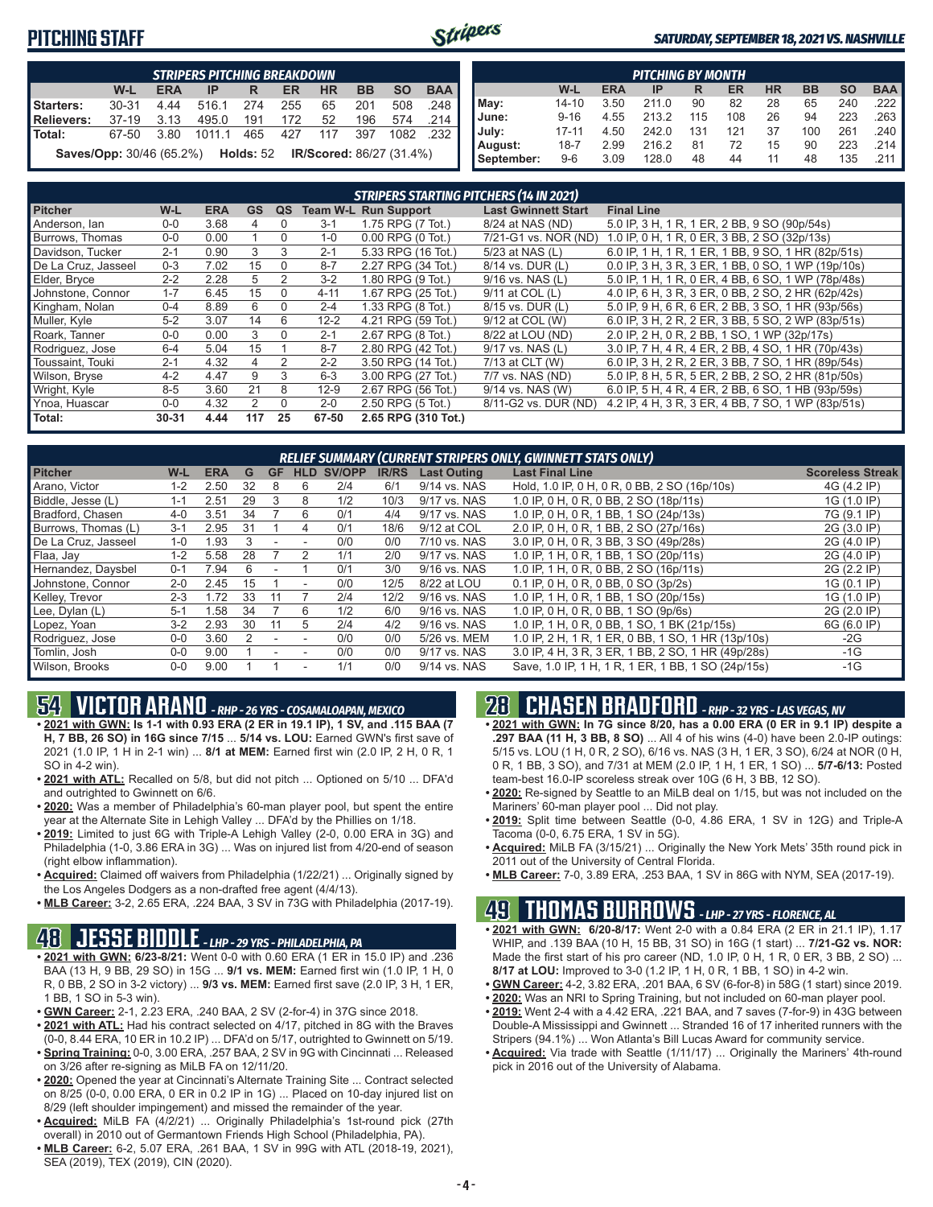# PITCHING STAFF

*SATURDAY, SEPTEMBER 18, 2021 VS. NASHVILLE*

| STRIPERS PITCHING BREAKDOWN | | | | | | | | | |
|---|---|---|---|---|---|---|---|---|---|
| | W-L | ERA | IP | R | ER | HR | BB | SO | BAA |
| Starters: | 30-31 | 4.44 | 516.1 | 274 | 255 | 65 | 201 | 508 | .248 |
| Relievers: | 37-19 | 3.13 | 495.0 | 191 | 172 | 52 | 196 | 574 | .214 |
| Total: | 67-50 | 3.80 | 1011.1 | 465 | 427 | 117 | 397 | 1082 | .232 |

**Saves/Opp:** 30/46 (65.2%) **Holds:** 52 **IR/Scored:** 86/27 (31.4%)

| PITCHING BY MONTH | | | | | | | | | |
|---|---|---|---|---|---|---|---|---|---|
| | W-L | ERA | IP | R | ER | HR | BB | SO | BAA |
| May: | 14-10 | 3.50 | 211.0 | 90 | 82 | 28 | 65 | 240 | .222 |
| June: | 9-16 | 4.55 | 213.2 | 115 | 108 | 26 | 94 | 223 | .263 |
| July: | 17-11 | 4.50 | 242.0 | 131 | 121 | 37 | 100 | 261 | .240 |
| August: | 18-7 | 2.99 | 216.2 | 81 | 72 | 15 | 90 | 223 | .214 |
| September: | 9-6 | 3.09 | 128.0 | 48 | 44 | 11 | 48 | 135 | .211 |

## STRIPERS STARTING PITCHERS (14 IN 2021)

| Pitcher | W-L | ERA | GS | QS | Team W-L | Run Support | Last Gwinnett Start | Final Line |
|---|---|---|---|---|---|---|---|---|
| Anderson, Ian | 0-0 | 3.68 | 4 | 0 | 3-1 | 1.75 RPG (7 Tot.) | 8/24 at NAS (ND) | 5.0 IP, 3 H, 1 R, 1 ER, 2 BB, 9 SO (90p/54s) |
| Burrows, Thomas | 0-0 | 0.00 | 1 | 0 | 1-0 | 0.00 RPG (0 Tot.) | 7/21-G1 vs. NOR (ND) | 1.0 IP, 0 H, 1 R, 0 ER, 3 BB, 2 SO (32p/13s) |
| Davidson, Tucker | 2-1 | 0.90 | 3 | 3 | 2-1 | 5.33 RPG (16 Tot.) | 5/23 at NAS (L) | 6.0 IP, 1 H, 1 R, 1 ER, 1 BB, 9 SO, 1 HR (82p/51s) |
| De La Cruz, Jasseel | 0-3 | 7.02 | 15 | 0 | 8-7 | 2.27 RPG (34 Tot.) | 8/14 vs. DUR (L) | 0.0 IP, 3 H, 3 R, 3 ER, 1 BB, 0 SO, 1 WP (19p/10s) |
| Elder, Bryce | 2-2 | 2.28 | 5 | 2 | 3-2 | 1.80 RPG (9 Tot.) | 9/16 vs. NAS (L) | 5.0 IP, 1 H, 1 R, 0 ER, 4 BB, 6 SO, 1 WP (78p/48s) |
| Johnstone, Connor | 1-7 | 6.45 | 15 | 0 | 4-11 | 1.67 RPG (25 Tot.) | 9/11 at COL (L) | 4.0 IP, 6 H, 3 R, 3 ER, 0 BB, 2 SO, 2 HR (62p/42s) |
| Kingham, Nolan | 0-4 | 8.89 | 6 | 0 | 2-4 | 1.33 RPG (8 Tot.) | 8/15 vs. DUR (L) | 5.0 IP, 9 H, 6 R, 6 ER, 2 BB, 3 SO, 1 HR (93p/56s) |
| Muller, Kyle | 5-2 | 3.07 | 14 | 6 | 12-2 | 4.21 RPG (59 Tot.) | 9/12 at COL (W) | 6.0 IP, 3 H, 2 R, 2 ER, 3 BB, 5 SO, 2 WP (83p/51s) |
| Roark, Tanner | 0-0 | 0.00 | 3 | 0 | 2-1 | 2.67 RPG (8 Tot.) | 8/22 at LOU (ND) | 2.0 IP, 2 H, 0 R, 2 BB, 1 SO, 1 WP (32p/17s) |
| Rodriguez, Jose | 6-4 | 5.04 | 15 | 1 | 8-7 | 2.80 RPG (42 Tot.) | 9/17 vs. NAS (L) | 3.0 IP, 7 H, 4 R, 4 ER, 2 BB, 4 SO, 1 HR (70p/43s) |
| Toussaint, Touki | 2-1 | 4.32 | 4 | 2 | 2-2 | 3.50 RPG (14 Tot.) | 7/13 at CLT (W) | 6.0 IP, 3 H, 2 R, 2 ER, 3 BB, 7 SO, 1 HR (89p/54s) |
| Wilson, Bryse | 4-2 | 4.47 | 9 | 3 | 6-3 | 3.00 RPG (27 Tot.) | 7/7 vs. NAS (ND) | 5.0 IP, 8 H, 5 R, 5 ER, 2 BB, 2 SO, 2 HR (81p/50s) |
| Wright, Kyle | 8-5 | 3.60 | 21 | 8 | 12-9 | 2.67 RPG (56 Tot.) | 9/14 vs. NAS (W) | 6.0 IP, 5 H, 4 R, 4 ER, 2 BB, 6 SO, 1 HB (93p/59s) |
| Ynoa, Huascar | 0-0 | 4.32 | 2 | 0 | 2-0 | 2.50 RPG (5 Tot.) | 8/11-G2 vs. DUR (ND) | 4.2 IP, 4 H, 3 R, 3 ER, 4 BB, 7 SO, 1 WP (83p/51s) |
| **Total:** | **30-31** | **4.44** | **117** | **25** | **67-50** | **2.65 RPG (310 Tot.)** | | |

## RELIEF SUMMARY (CURRENT STRIPERS ONLY, GWINNETT STATS ONLY)

| Pitcher | W-L | ERA | G | GF | HLD | SV/OPP | IR/RS | Last Outing | Last Final Line | Scoreless Streak |
|---|---|---|---|---|---|---|---|---|---|---|
| Arano, Victor | 1-2 | 2.50 | 32 | 8 | 6 | 2/4 | 6/1 | 9/14 vs. NAS | Hold, 1.0 IP, 0 H, 0 R, 0 BB, 2 SO (16p/10s) | 4G (4.2 IP) |
| Biddle, Jesse (L) | 1-1 | 2.51 | 29 | 3 | 8 | 1/2 | 10/3 | 9/17 vs. NAS | 1.0 IP, 0 H, 0 R, 0 BB, 2 SO (18p/11s) | 1G (1.0 IP) |
| Bradford, Chasen | 4-0 | 3.51 | 34 | 7 | 6 | 0/1 | 4/4 | 9/17 vs. NAS | 1.0 IP, 0 H, 0 R, 1 BB, 1 SO (24p/13s) | 7G (9.1 IP) |
| Burrows, Thomas (L) | 3-1 | 2.95 | 31 | 1 | 4 | 0/1 | 18/6 | 9/12 at COL | 2.0 IP, 0 H, 0 R, 1 BB, 2 SO (27p/16s) | 2G (3.0 IP) |
| De La Cruz, Jasseel | 1-0 | 1.93 | 3 | - | - | 0/0 | 0/0 | 7/10 vs. NAS | 3.0 IP, 0 H, 0 R, 3 BB, 3 SO (49p/28s) | 2G (4.0 IP) |
| Flaa, Jay | 1-2 | 5.58 | 28 | 7 | 2 | 1/1 | 2/0 | 9/17 vs. NAS | 1.0 IP, 1 H, 0 R, 1 BB, 1 SO (20p/11s) | 2G (4.0 IP) |
| Hernandez, Daysbel | 0-1 | 7.94 | 6 | - | 1 | 0/1 | 3/0 | 9/16 vs. NAS | 1.0 IP, 1 H, 0 R, 0 BB, 2 SO (16p/11s) | 2G (2.2 IP) |
| Johnstone, Connor | 2-0 | 2.45 | 15 | 1 | - | 0/0 | 12/5 | 8/22 at LOU | 0.1 IP, 0 H, 0 R, 0 BB, 0 SO (3p/2s) | 1G (0.1 IP) |
| Kelley, Trevor | 2-3 | 1.72 | 33 | 11 | 7 | 2/4 | 12/2 | 9/16 vs. NAS | 1.0 IP, 1 H, 0 R, 1 BB, 1 SO (20p/15s) | 1G (1.0 IP) |
| Lee, Dylan (L) | 5-1 | 1.58 | 34 | 7 | 6 | 1/2 | 6/0 | 9/16 vs. NAS | 1.0 IP, 0 H, 0 R, 0 BB, 1 SO (9p/6s) | 2G (2.0 IP) |
| Lopez, Yoan | 3-2 | 2.93 | 30 | 11 | 5 | 2/4 | 4/2 | 9/16 vs. NAS | 1.0 IP, 1 H, 0 R, 0 BB, 1 SO, 1 BK (21p/15s) | 6G (6.0 IP) |
| Rodriguez, Jose | 0-0 | 3.60 | 2 | - | - | 0/0 | 0/0 | 5/26 vs. MEM | 1.0 IP, 2 H, 1 R, 1 ER, 0 BB, 1 SO, 1 HR (13p/10s) | -2G |
| Tomlin, Josh | 0-0 | 9.00 | 1 | - | - | 0/0 | 0/0 | 9/17 vs. NAS | 3.0 IP, 4 H, 3 R, 3 ER, 1 BB, 2 SO, 1 HR (49p/28s) | -1G |
| Wilson, Brooks | 0-0 | 9.00 | 1 | 1 | - | 1/1 | 0/0 | 9/14 vs. NAS | Save, 1.0 IP, 1 H, 1 R, 1 ER, 1 BB, 1 SO (24p/15s) | -1G |

## 54 VICTOR ARANO - RHP - 26 YRS - COSAMALOAPAN, MEXICO

- **2021 with GWN: Is 1-1 with 0.93 ERA (2 ER in 19.1 IP), 1 SV, and .115 BAA (7 H, 7 BB, 26 SO) in 16G since 7/15** ... **5/14 vs. LOU:** Earned GWN's first save of 2021 (1.0 IP, 1 H in 2-1 win) ... **8/1 at MEM:** Earned first win (2.0 IP, 2 H, 0 R, 1 SO in 4-2 win).
- **2021 with ATL:** Recalled on 5/8, but did not pitch ... Optioned on 5/10 ... DFA'd and outrighted to Gwinnett on 6/6.
- **2020:** Was a member of Philadelphia's 60-man player pool, but spent the entire year at the Alternate Site in Lehigh Valley ... DFA'd by the Phillies on 1/18.
- **2019:** Limited to just 6G with Triple-A Lehigh Valley (2-0, 0.00 ERA in 3G) and Philadelphia (1-0, 3.86 ERA in 3G) ... Was on injured list from 4/20-end of season (right elbow inflammation).
- **Acquired:** Claimed off waivers from Philadelphia (1/22/21) ... Originally signed by the Los Angeles Dodgers as a non-drafted free agent (4/4/13).
- **MLB Career:** 3-2, 2.65 ERA, .224 BAA, 3 SV in 73G with Philadelphia (2017-19).

## 48 JESSE BIDDLE - LHP - 29 YRS - PHILADELPHIA, PA

- **2021 with GWN:** 6/23-8/21: Went 0-0 with 0.60 ERA (1 ER in 15.0 IP) and .236 BAA (13 H, 9 BB, 29 SO) in 15G ... **9/1 vs. MEM:** Earned first win (1.0 IP, 1 H, 0 R, 0 BB, 2 SO in 3-2 victory) ... **9/3 vs. MEM:** Earned first save (2.0 IP, 3 H, 1 ER, 1 BB, 1 SO in 5-3 win).
- **GWN Career:** 2-1, 2.23 ERA, .240 BAA, 2 SV (2-for-4) in 37G since 2018.
- **2021 with ATL:** Had his contract selected on 4/17, pitched in 8G with the Braves (0-0, 8.44 ERA, 10 ER in 10.2 IP) ... DFA'd on 5/17, outrighted to Gwinnett on 5/19.
- **Spring Training:** 0-0, 3.00 ERA, .257 BAA, 2 SV in 9G with Cincinnati ... Released on 3/26 after re-signing as MiLB FA on 12/11/20.
- **2020:** Opened the year at Cincinnati's Alternate Training Site ... Contract selected on 8/25 (0-0, 0.00 ERA, 0 ER in 0.2 IP in 1G) ... Placed on 10-day injured list on 8/29 (left shoulder impingement) and missed the remainder of the year.
- **Acquired:** MiLB FA (4/2/21) ... Originally Philadelphia's 1st-round pick (27th overall) in 2010 out of Germantown Friends High School (Philadelphia, PA).
- **MLB Career:** 6-2, 5.07 ERA, .261 BAA, 1 SV in 99G with ATL (2018-19, 2021), SEA (2019), TEX (2019), CIN (2020).

## 28 CHASEN BRADFORD - RHP - 32 YRS - LAS VEGAS, NV

- **2021 with GWN: In 7G since 8/20, has a 0.00 ERA (0 ER in 9.1 IP) despite a .297 BAA (11 H, 3 BB, 8 SO)** ... All 4 of his wins (4-0) have been 2.0-IP outings: 5/15 vs. LOU (1 H, 0 R, 2 SO), 6/16 vs. NAS (3 H, 1 ER, 3 SO), 6/24 at NOR (0 H, 0 R, 1 BB, 3 SO), and 7/31 at MEM (2.0 IP, 1 H, 1 ER, 1 SO) ... **5/7-6/13:** Posted team-best 16.0-IP scoreless streak over 10G (6 H, 3 BB, 12 SO).
- **2020:** Re-signed by Seattle to an MiLB deal on 1/15, but was not included on the Mariners' 60-man player pool ... Did not play.
- **2019:** Split time between Seattle (0-0, 4.86 ERA, 1 SV in 12G) and Triple-A Tacoma (0-0, 6.75 ERA, 1 SV in 5G).
- **Acquired:** MiLB FA (3/15/21) ... Originally the New York Mets' 35th round pick in 2011 out of the University of Central Florida.
- **MLB Career:** 7-0, 3.89 ERA, .253 BAA, 1 SV in 86G with NYM, SEA (2017-19).

## 49 THOMAS BURROWS - LHP - 27 YRS - FLORENCE, AL

- **2021 with GWN:** 6/20-8/17: Went 2-0 with a 0.84 ERA (2 ER in 21.1 IP), 1.17 WHIP, and .139 BAA (10 H, 15 BB, 31 SO) in 16G (1 start) ... **7/21-G2 vs. NOR:** Made the first start of his pro career (ND, 1.0 IP, 0 H, 1 R, 0 ER, 3 BB, 2 SO) ... **8/17 at LOU:** Improved to 3-0 (1.2 IP, 1 H, 0 R, 1 BB, 1 SO) in 4-2 win.
- **GWN Career:** 4-2, 3.82 ERA, .201 BAA, 6 SV (6-for-8) in 58G (1 start) since 2019.
- **2020:** Was an NRI to Spring Training, but not included on 60-man player pool.
- **2019:** Went 2-4 with a 4.42 ERA, .221 BAA, and 7 saves (7-for-9) in 43G between Double-A Mississippi and Gwinnett ... Stranded 16 of 17 inherited runners with the Stripers (94.1%) ... Won Atlanta's Bill Lucas Award for community service.
- **Acquired:** Via trade with Seattle (1/11/17) ... Originally the Mariners' 4th-round pick in 2016 out of the University of Alabama.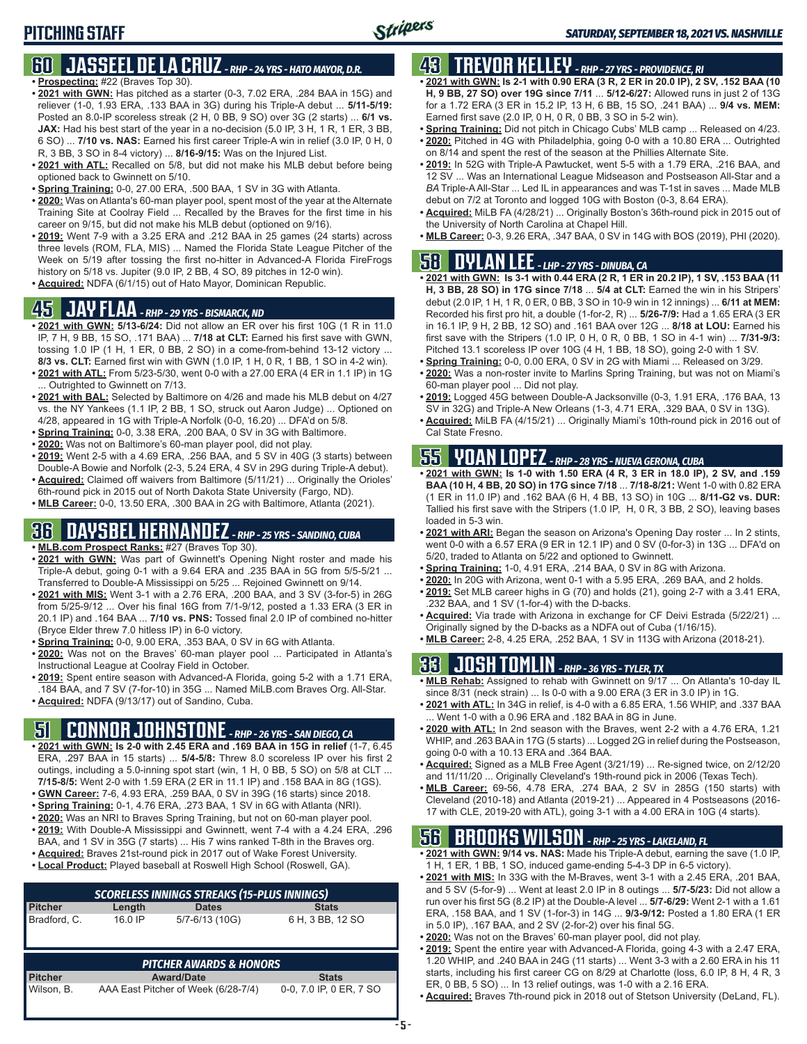# PITCHING STAFF

*SATURDAY, SEPTEMBER 18, 2021 VS. NASHVILLE*

## 60 JASSEEL DE LA CRUZ - *RHP - 24 YRS - HATO MAYOR, D.R.*

- **Prospecting:** #22 (Braves Top 30).
- **2021 with GWN:** Has pitched as a starter (0-3, 7.02 ERA, .284 BAA in 15G) and reliever (1-0, 1.93 ERA, .133 BAA in 3G) during his Triple-A debut ... **5/11-5/19:** Posted an 8.0-IP scoreless streak (2 H, 0 BB, 9 SO) over 3G (2 starts) ... **6/1 vs. JAX:** Had his best start of the year in a no-decision (5.0 IP, 3 H, 1 R, 1 ER, 3 BB, 6 SO) ... **7/10 vs. NAS:** Earned his first career Triple-A win in relief (3.0 IP, 0 H, 0 R, 3 BB, 3 SO in 8-4 victory) ... **8/16-9/15:** Was on the Injured List.
- **2021 with ATL:** Recalled on 5/8, but did not make his MLB debut before being optioned back to Gwinnett on 5/10.
- **Spring Training:** 0-0, 27.00 ERA, .500 BAA, 1 SV in 3G with Atlanta.
- **2020:** Was on Atlanta's 60-man player pool, spent most of the year at the Alternate Training Site at Coolray Field ... Recalled by the Braves for the first time in his career on 9/15, but did not make his MLB debut (optioned on 9/16).
- **2019:** Went 7-9 with a 3.25 ERA and .212 BAA in 25 games (24 starts) across three levels (ROM, FLA, MIS) ... Named the Florida State League Pitcher of the Week on 5/19 after tossing the first no-hitter in Advanced-A Florida FireFrogs history on 5/18 vs. Jupiter (9.0 IP, 2 BB, 4 SO, 89 pitches in 12-0 win).
- **Acquired:** NDFA (6/1/15) out of Hato Mayor, Dominican Republic.

## 45 JAY FLAA - *RHP - 29 YRS - BISMARCK, ND*

- **2021 with GWN:** **5/13-6/24:** Did not allow an ER over his first 10G (1 R in 11.0 IP, 7 H, 9 BB, 15 SO, .171 BAA) ... **7/18 at CLT:** Earned his first save with GWN, tossing 1.0 IP (1 H, 1 ER, 0 BB, 2 SO) in a come-from-behind 13-12 victory ... **8/3 vs. CLT:** Earned first win with GWN (1.0 IP, 1 H, 0 R, 1 BB, 1 SO in 4-2 win).
- **2021 with ATL:** From 5/23-5/30, went 0-0 with a 27.00 ERA (4 ER in 1.1 IP) in 1G ... Outrighted to Gwinnett on 7/13.
- **2021 with BAL:** Selected by Baltimore on 4/26 and made his MLB debut on 4/27 vs. the NY Yankees (1.1 IP, 2 BB, 1 SO, struck out Aaron Judge) ... Optioned on 4/28, appeared in 1G with Triple-A Norfolk (0-0, 16.20) ... DFA'd on 5/8.
- **Spring Training:** 0-0, 3.38 ERA, .200 BAA, 0 SV in 3G with Baltimore.
- **2020:** Was not on Baltimore's 60-man player pool, did not play.
- **2019:** Went 2-5 with a 4.69 ERA, .256 BAA, and 5 SV in 40G (3 starts) between Double-A Bowie and Norfolk (2-3, 5.24 ERA, 4 SV in 29G during Triple-A debut).
- **Acquired:** Claimed off waivers from Baltimore (5/11/21) ... Originally the Orioles' 6th-round pick in 2015 out of North Dakota State University (Fargo, ND).
- **MLB Career:** 0-0, 13.50 ERA, .300 BAA in 2G with Baltimore, Atlanta (2021).

## 36 DAYSBEL HERNANDEZ - *RHP - 25 YRS - SANDINO, CUBA*

- **MLB.com Prospect Ranks:** #27 (Braves Top 30).
- **2021 with GWN:** Was part of Gwinnett's Opening Night roster and made his Triple-A debut, going 0-1 with a 9.64 ERA and .235 BAA in 5G from 5/5-5/21 ... Transferred to Double-A Mississippi on 5/25 ... Rejoined Gwinnett on 9/14.
- **2021 with MIS:** Went 3-1 with a 2.76 ERA, .200 BAA, and 3 SV (3-for-5) in 26G from 5/25-9/12 ... Over his final 16G from 7/1-9/12, posted a 1.33 ERA (3 ER in 20.1 IP) and .164 BAA ... **7/10 vs. PNS:** Tossed final 2.0 IP of combined no-hitter (Bryce Elder threw 7.0 hitless IP) in 6-0 victory.
- **Spring Training:** 0-0, 9.00 ERA, .353 BAA, 0 SV in 6G with Atlanta.
- **2020:** Was not on the Braves' 60-man player pool ... Participated in Atlanta's Instructional League at Coolray Field in October.
- **2019:** Spent entire season with Advanced-A Florida, going 5-2 with a 1.71 ERA, .184 BAA, and 7 SV (7-for-10) in 35G ... Named MiLB.com Braves Org. All-Star.
- **Acquired:** NDFA (9/13/17) out of Sandino, Cuba.

## 51 CONNOR JOHNSTONE - *RHP - 26 YRS - SAN DIEGO, CA*

- **2021 with GWN: Is 2-0 with 2.45 ERA and .169 BAA in 15G in relief** (1-7, 6.45 ERA, .297 BAA in 15 starts) ... **5/4-5/8:** Threw 8.0 scoreless IP over his first 2 outings, including a 5.0-inning spot start (win, 1 H, 0 BB, 5 SO) on 5/8 at CLT ... **7/15-8/5:** Went 2-0 with 1.59 ERA (2 ER in 11.1 IP) and .158 BAA in 8G (1GS).
- **GWN Career:** 7-6, 4.93 ERA, .259 BAA, 0 SV in 39G (16 starts) since 2018.
- **Spring Training:** 0-1, 4.76 ERA, .273 BAA, 1 SV in 6G with Atlanta (NRI).
- **2020:** Was an NRI to Braves Spring Training, but not on 60-man player pool.
- **2019:** With Double-A Mississippi and Gwinnett, went 7-4 with a 4.24 ERA, .296 BAA, and 1 SV in 35G (7 starts) ... His 7 wins ranked T-8th in the Braves org.
- **Acquired:** Braves 21st-round pick in 2017 out of Wake Forest University.
- **Local Product:** Played baseball at Roswell High School (Roswell, GA).

### SCORELESS INNINGS STREAKS (15-PLUS INNINGS)

| Pitcher | Length | Dates | Stats |
|---|---|---|---|
| Bradford, C. | 16.0 IP | 5/7-6/13 (10G) | 6 H, 3 BB, 12 SO |

### PITCHER AWARDS & HONORS

| Pitcher | Award/Date | Stats |
|---|---|---|
| Wilson, B. | AAA East Pitcher of Week (6/28-7/4) | 0-0, 7.0 IP, 0 ER, 7 SO |

## 43 TREVOR KELLEY - *RHP - 27 YRS - PROVIDENCE, RI*

- **2021 with GWN: Is 2-1 with 0.90 ERA (3 R, 2 ER in 20.0 IP), 2 SV, .152 BAA (10 H, 9 BB, 27 SO) over 19G since 7/11** ... **5/12-6/27:** Allowed runs in just 2 of 13G for a 1.72 ERA (3 ER in 15.2 IP, 13 H, 6 BB, 15 SO, .241 BAA) ... **9/4 vs. MEM:** Earned first save (2.0 IP, 0 H, 0 R, 0 BB, 3 SO in 5-2 win).
- **Spring Training:** Did not pitch in Chicago Cubs' MLB camp ... Released on 4/23.
- **2020:** Pitched in 4G with Philadelphia, going 0-0 with a 10.80 ERA ... Outrighted on 8/14 and spent the rest of the season at the Phillies Alternate Site.
- **2019:** In 52G with Triple-A Pawtucket, went 5-5 with a 1.79 ERA, .216 BAA, and 12 SV ... Was an International League Midseason and Postseason All-Star and a *BA* Triple-A All-Star ... Led IL in appearances and was T-1st in saves ... Made MLB debut on 7/2 at Toronto and logged 10G with Boston (0-3, 8.64 ERA).
- **Acquired:** MiLB FA (4/28/21) ... Originally Boston's 36th-round pick in 2015 out of the University of North Carolina at Chapel Hill.
- **MLB Career:** 0-3, 9.26 ERA, .347 BAA, 0 SV in 14G with BOS (2019), PHI (2020).

## 58 DYLAN LEE - *LHP - 27 YRS - DINUBA, CA*

- **2021 with GWN: Is 3-1 with 0.44 ERA (2 R, 1 ER in 20.2 IP), 1 SV, .153 BAA (11 H, 3 BB, 28 SO) in 17G since 7/18** ... **5/4 at CLT:** Earned the win in his Stripers' debut (2.0 IP, 1 H, 1 R, 0 ER, 0 BB, 3 SO in 10-9 win in 12 innings) ... **6/11 at MEM:** Recorded his first pro hit, a double (1-for-2, R) ... **5/26-7/9:** Had a 1.65 ERA (3 ER in 16.1 IP, 9 H, 2 BB, 12 SO) and .161 BAA over 12G ... **8/18 at LOU:** Earned his first save with the Stripers (1.0 IP, 0 H, 0 R, 0 BB, 1 SO in 4-1 win) ... **7/31-9/3:** Pitched 13.1 scoreless IP over 10G (4 H, 1 BB, 18 SO), going 2-0 with 1 SV.
- **Spring Training:** 0-0, 0.00 ERA, 0 SV in 2G with Miami ... Released on 3/29.
- **2020:** Was a non-roster invite to Marlins Spring Training, but was not on Miami's 60-man player pool ... Did not play.
- **2019:** Logged 45G between Double-A Jacksonville (0-3, 1.91 ERA, .176 BAA, 13 SV in 32G) and Triple-A New Orleans (1-3, 4.71 ERA, .329 BAA, 0 SV in 13G).
- **Acquired:** MiLB FA (4/15/21) ... Originally Miami's 10th-round pick in 2016 out of Cal State Fresno.

## 55 YOAN LOPEZ - *RHP - 28 YRS - NUEVA GERONA, CUBA*

- **2021 with GWN: Is 1-0 with 1.50 ERA (4 R, 3 ER in 18.0 IP), 2 SV, and .159 BAA (10 H, 4 BB, 20 SO) in 17G since 7/18** ... **7/18-8/21:** Went 1-0 with 0.82 ERA (1 ER in 11.0 IP) and .162 BAA (6 H, 4 BB, 13 SO) in 10G ... **8/11-G2 vs. DUR:** Tallied his first save with the Stripers (1.0 IP, H, 0 R, 3 BB, 2 SO), leaving bases loaded in 5-3 win.
- **2021 with ARI:** Began the season on Arizona's Opening Day roster ... In 2 stints, went 0-0 with a 6.57 ERA (9 ER in 12.1 IP) and 0 SV (0-for-3) in 13G ... DFA'd on 5/20, traded to Atlanta on 5/22 and optioned to Gwinnett.
- **Spring Training:** 1-0, 4.91 ERA, .214 BAA, 0 SV in 8G with Arizona.
- **2020:** In 20G with Arizona, went 0-1 with a 5.95 ERA, .269 BAA, and 2 holds.
- **2019:** Set MLB career highs in G (70) and holds (21), going 2-7 with a 3.41 ERA, .232 BAA, and 1 SV (1-for-4) with the D-backs.
- **Acquired:** Via trade with Arizona in exchange for CF Deivi Estrada (5/22/21) ... Originally signed by the D-backs as a NDFA out of Cuba (1/16/15).
- **MLB Career:** 2-8, 4.25 ERA, .252 BAA, 1 SV in 113G with Arizona (2018-21).

## 33 JOSH TOMLIN - *RHP - 36 YRS - TYLER, TX*

- **MLB Rehab:** Assigned to rehab with Gwinnett on 9/17 ... On Atlanta's 10-day IL since 8/31 (neck strain) ... Is 0-0 with a 9.00 ERA (3 ER in 3.0 IP) in 1G.
- **2021 with ATL:** In 34G in relief, is 4-0 with a 6.85 ERA, 1.56 WHIP, and .337 BAA ... Went 1-0 with a 0.96 ERA and .182 BAA in 8G in June.
- **2020 with ATL:** In 2nd season with the Braves, went 2-2 with a 4.76 ERA, 1.21 WHIP, and .263 BAA in 17G (5 starts) ... Logged 2G in relief during the Postseason, going 0-0 with a 10.13 ERA and .364 BAA.
- **Acquired:** Signed as a MLB Free Agent (3/21/19) ... Re-signed twice, on 2/12/20 and 11/11/20 ... Originally Cleveland's 19th-round pick in 2006 (Texas Tech).
- **MLB Career:** 69-56, 4.78 ERA, .274 BAA, 2 SV in 285G (150 starts) with Cleveland (2010-18) and Atlanta (2019-21) ... Appeared in 4 Postseasons (2016-17 with CLE, 2019-20 with ATL), going 3-1 with a 4.00 ERA in 10G (4 starts).

## 56 BROOKS WILSON - *RHP - 25 YRS - LAKELAND, FL*

- **2021 with GWN: 9/14 vs. NAS:** Made his Triple-A debut, earning the save (1.0 IP, 1 H, 1 ER, 1 BB, 1 SO, induced game-ending 5-4-3 DP in 6-5 victory).
- **2021 with MIS:** In 33G with the M-Braves, went 3-1 with a 2.45 ERA, .201 BAA, and 5 SV (5-for-9) ... Went at least 2.0 IP in 8 outings ... **5/7-5/23:** Did not allow a run over his first 5G (8.2 IP) at the Double-A level ... **5/7-6/29:** Went 2-1 with a 1.61 ERA, .158 BAA, and 1 SV (1-for-3) in 14G ... **9/3-9/12:** Posted a 1.80 ERA (1 ER in 5.0 IP), .167 BAA, and 2 SV (2-for-2) over his final 5G.
- **2020:** Was not on the Braves' 60-man player pool, did not play.
- **2019:** Spent the entire year with Advanced-A Florida, going 4-3 with a 2.47 ERA, 1.20 WHIP, and .240 BAA in 24G (11 starts) ... Went 3-3 with a 2.60 ERA in his 11 starts, including his first career CG on 8/29 at Charlotte (loss, 6.0 IP, 8 H, 4 R, 3 ER, 0 BB, 5 SO) ... In 13 relief outings, was 1-0 with a 2.16 ERA.
- **Acquired:** Braves 7th-round pick in 2018 out of Stetson University (DeLand, FL).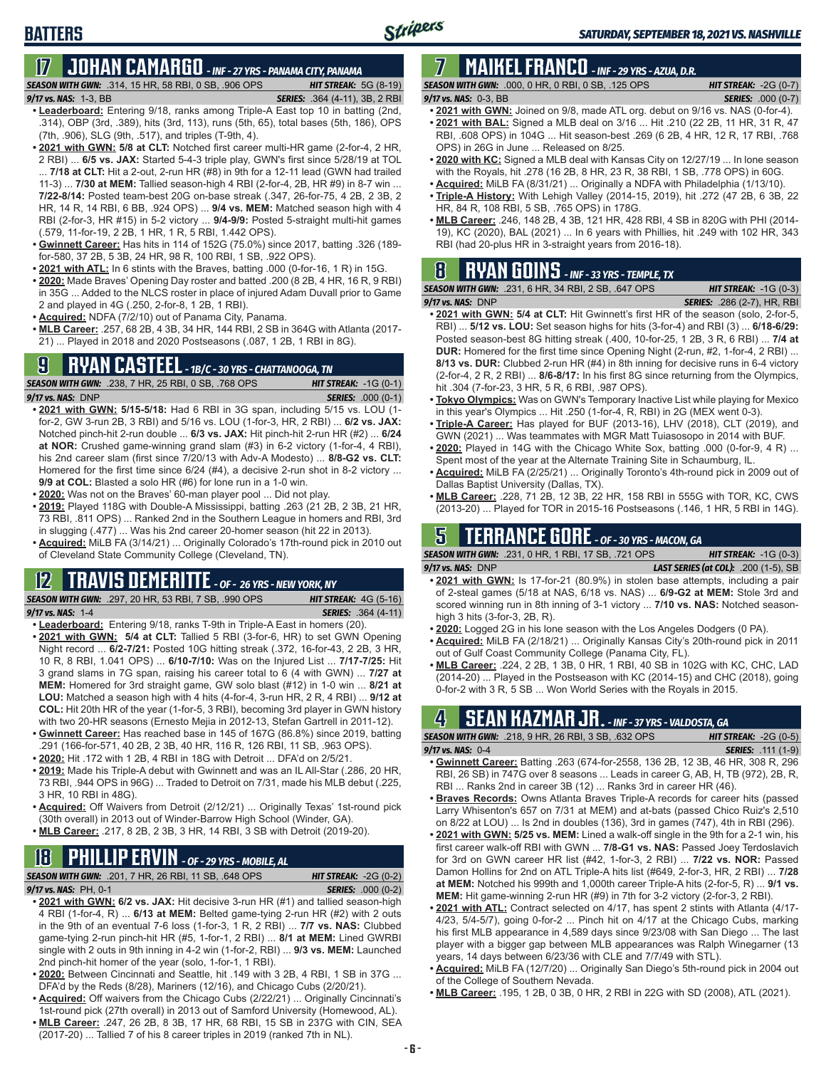## BATTERS

*SATURDAY, SEPTEMBER 18, 2021 VS. NASHVILLE*

## 17 JOHAN CAMARGO - *INF - 27 YRS - PANAMA CITY, PANAMA*

**SEASON WITH GWN:** .314, 15 HR, 58 RBI, 0 SB, .906 OPS | **HIT STREAK:** 5G (8-19)

**9/17 vs. NAS:** 1-3, BB | **SERIES:** .364 (4-11), 3B, 2 RBI

- **Leaderboard:** Entering 9/18, ranks among Triple-A East top 10 in batting (2nd, .314), OBP (3rd, .389), hits (3rd, 113), runs (5th, 65), total bases (5th, 186), OPS (7th, .906), SLG (9th, .517), and triples (T-9th, 4).
- **2021 with GWN: 5/8 at CLT:** Notched first career multi-HR game (2-for-4, 2 HR, 2 RBI) ... **6/5 vs. JAX:** Started 5-4-3 triple play, GWN's first since 5/28/19 at TOL ... **7/18 at CLT:** Hit a 2-out, 2-run HR (#8) in 9th for a 12-11 lead (GWN had trailed 11-3) ... **7/30 at MEM:** Tallied season-high 4 RBI (2-for-4, 2B, HR #9) in 8-7 win ... **7/22-8/14:** Posted team-best 20G on-base streak (.347, 26-for-75, 4 2B, 2 3B, 2 HR, 14 R, 14 RBI, 6 BB, .924 OPS) ... **9/4 vs. MEM:** Matched season high with 4 RBI (2-for-3, HR #15) in 5-2 victory ... **9/4-9/9:** Posted 5-straight multi-hit games (.579, 11-for-19, 2 2B, 1 HR, 1 R, 5 RBI, 1.442 OPS).
- **Gwinnett Career:** Has hits in 114 of 152G (75.0%) since 2017, batting .326 (189-for-580, 37 2B, 5 3B, 24 HR, 98 R, 100 RBI, 1 SB, .922 OPS).
- **2021 with ATL:** In 6 stints with the Braves, batting .000 (0-for-16, 1 R) in 15G.
- **2020:** Made Braves' Opening Day roster and batted .200 (8 2B, 4 HR, 16 R, 9 RBI) in 35G ... Added to the NLCS roster in place of injured Adam Duvall prior to Game 2 and played in 4G (.250, 2-for-8, 1 2B, 1 RBI).
- **Acquired:** NDFA (7/2/10) out of Panama City, Panama.
- **MLB Career:** .257, 68 2B, 4 3B, 34 HR, 144 RBI, 2 SB in 364G with Atlanta (2017-21) ... Played in 2018 and 2020 Postseasons (.087, 1 2B, 1 RBI in 8G).

## 9 RYAN CASTEEL - *1B/C - 30 YRS - CHATTANOOGA, TN*

**SEASON WITH GWN:** .238, 7 HR, 25 RBI, 0 SB, .768 OPS | **HIT STREAK:** -1G (0-1)

**9/17 vs. NAS:** DNP | **SERIES:** .000 (0-1)

- **2021 with GWN: 5/15-5/18:** Had 6 RBI in 3G span, including 5/15 vs. LOU (1-for-2, GW 3-run 2B, 3 RBI) and 5/16 vs. LOU (1-for-3, HR, 2 RBI) ... **6/2 vs. JAX:** Notched pinch-hit 2-run double ... **6/3 vs. JAX:** Hit pinch-hit 2-run HR (#2) ... **6/24 at NOR:** Crushed game-winning grand slam (#3) in 6-2 victory (1-for-4, 4 RBI), his 2nd career slam (first since 7/20/13 with Adv-A Modesto) ... **8/8-G2 vs. CLT:** Homered for the first time since 6/24 (#4), a decisive 2-run shot in 8-2 victory ... **9/9 at COL:** Blasted a solo HR (#6) for lone run in a 1-0 win.
- **2020:** Was not on the Braves' 60-man player pool ... Did not play.
- **2019:** Played 118G with Double-A Mississippi, batting .263 (21 2B, 2 3B, 21 HR, 73 RBI, .811 OPS) ... Ranked 2nd in the Southern League in homers and RBI, 3rd in slugging (.477) ... Was his 2nd career 20-homer season (hit 22 in 2013).
- **Acquired:** MiLB FA (3/14/21) ... Originally Colorado's 17th-round pick in 2010 out of Cleveland State Community College (Cleveland, TN).

## 12 TRAVIS DEMERITTE - *OF - 26 YRS - NEW YORK, NY*

**SEASON WITH GWN:** .297, 20 HR, 53 RBI, 7 SB, .990 OPS | **HIT STREAK:** 4G (5-16)

**9/17 vs. NAS:** 1-4 | **SERIES:** .364 (4-11)

- **Leaderboard:** Entering 9/18, ranks T-9th in Triple-A East in homers (20).
- **2021 with GWN: 5/4 at CLT:** Tallied 5 RBI (3-for-6, HR) to set GWN Opening Night record ... **6/2-7/21:** Posted 10G hitting streak (.372, 16-for-43, 2 2B, 3 HR, 10 R, 8 RBI, 1.041 OPS) ... **6/10-7/10:** Was on the Injured List ... **7/17-7/25:** Hit 3 grand slams in 7G span, raising his career total to 6 (4 with GWN) ... **7/27 at MEM:** Homered for 3rd straight game, GW solo blast (#12) in 1-0 win ... **8/21 at LOU:** Matched a season high with 4 hits (4-for-4, 3-run HR, 2 R, 4 RBI) ... **9/12 at COL:** Hit 20th HR of the year (1-for-5, 3 RBI), becoming 3rd player in GWN history with two 20-HR seasons (Ernesto Mejia in 2012-13, Stefan Gartrell in 2011-12).
- **Gwinnett Career:** Has reached base in 145 of 167G (86.8%) since 2019, batting .291 (166-for-571, 40 2B, 2 3B, 40 HR, 116 R, 126 RBI, 11 SB, .963 OPS).
- **2020:** Hit .172 with 1 2B, 4 RBI in 18G with Detroit ... DFA'd on 2/5/21.
- **2019:** Made his Triple-A debut with Gwinnett and was an IL All-Star (.286, 20 HR, 73 RBI, .944 OPS in 96G) ... Traded to Detroit on 7/31, made his MLB debut (.225, 3 HR, 10 RBI in 48G).
- **Acquired:** Off Waivers from Detroit (2/12/21) ... Originally Texas' 1st-round pick (30th overall) in 2013 out of Winder-Barrow High School (Winder, GA).
- **MLB Career:** .217, 8 2B, 2 3B, 3 HR, 14 RBI, 3 SB with Detroit (2019-20).

## 18 PHILLIP ERVIN - *OF - 29 YRS - MOBILE, AL*

**SEASON WITH GWN:** .201, 7 HR, 26 RBI, 11 SB, .648 OPS | **HIT STREAK:** -2G (0-2)

**9/17 vs. NAS:** PH, 0-1 | **SERIES:** .000 (0-2)

- **2021 with GWN: 6/2 vs. JAX:** Hit decisive 3-run HR (#1) and tallied season-high 4 RBI (1-for-4, R) ... **6/13 at MEM:** Belted game-tying 2-run HR (#2) with 2 outs in the 9th for an eventual 7-6 loss (1-for-3, 1 R, 2 RBI) ... **7/7 vs. NAS:** Clubbed game-tying 2-run pinch-hit HR (#5, 1-for-1, 2 RBI) ... **8/1 at MEM:** Lined GWRBI single with 2 outs in 9th inning in 4-2 win (1-for-2, RBI) ... **9/3 vs. MEM:** Launched 2nd pinch-hit homer of the year (solo, 1-for-1, 1 RBI).
- **2020:** Between Cincinnati and Seattle, hit .149 with 3 2B, 4 RBI, 1 SB in 37G ... DFA'd by the Reds (8/28), Mariners (12/16), and Chicago Cubs (2/20/21).
- **Acquired:** Off waivers from the Chicago Cubs (2/22/21) ... Originally Cincinnati's 1st-round pick (27th overall) in 2013 out of Samford University (Homewood, AL).
- **MLB Career:** .247, 26 2B, 8 3B, 17 HR, 68 RBI, 15 SB in 237G with CIN, SEA (2017-20) ... Tallied 7 of his 8 career triples in 2019 (ranked 7th in NL).

## 7 MAIKEL FRANCO - *INF - 29 YRS - AZUA, D.R.*

**SEASON WITH GWN:** .000, 0 HR, 0 RBI, 0 SB, .125 OPS | **HIT STREAK:** -2G (0-7)

**9/17 vs. NAS:** 0-3, BB | **SERIES:** .000 (0-7)

- **2021 with GWN:** Joined on 9/8, made ATL org. debut on 9/16 vs. NAS (0-for-4).
- **2021 with BAL:** Signed a MLB deal on 3/16 ... Hit .210 (22 2B, 11 HR, 31 R, 47 RBI, .608 OPS) in 104G ... Hit season-best .269 (6 2B, 4 HR, 12 R, 17 RBI, .768 OPS) in 26G in June ... Released on 8/25.
- **2020 with KC:** Signed a MLB deal with Kansas City on 12/27/19 ... In lone season with the Royals, hit .278 (16 2B, 8 HR, 23 R, 38 RBI, 1 SB, .778 OPS) in 60G.
- **Acquired:** MiLB FA (8/31/21) ... Originally a NDFA with Philadelphia (1/13/10).
- **Triple-A History:** With Lehigh Valley (2014-15, 2019), hit .272 (47 2B, 6 3B, 22 HR, 84 R, 108 RBI, 5 SB, .765 OPS) in 178G.
- **MLB Career:** .246, 148 2B, 4 3B, 121 HR, 428 RBI, 4 SB in 820G with PHI (2014-19), KC (2020), BAL (2021) ... In 6 years with Phillies, hit .249 with 102 HR, 343 RBI (had 20-plus HR in 3-straight years from 2016-18).

## 8 RYAN GOINS - *INF - 33 YRS - TEMPLE, TX*

**SEASON WITH GWN:** .231, 6 HR, 34 RBI, 2 SB, .647 OPS | **HIT STREAK:** -1G (0-3)

**9/17 vs. NAS:** DNP | **SERIES:** .286 (2-7), HR, RBI

- **2021 with GWN: 5/4 at CLT:** Hit Gwinnett's first HR of the season (solo, 2-for-5, RBI) ... **5/12 vs. LOU:** Set season highs for hits (3-for-4) and RBI (3) ... **6/18-6/29:** Posted season-best 8G hitting streak (.400, 10-for-25, 1 2B, 3 R, 6 RBI) ... **7/4 at DUR:** Homered for the first time since Opening Night (2-run, #2, 1-for-4, 2 RBI) ... **8/13 vs. DUR:** Clubbed 2-run HR (#4) in 8th inning for decisive runs in 6-4 victory (2-for-4, 2 R, 2 RBI) ... **8/6-8/17:** In his first 8G since returning from the Olympics, hit .304 (7-for-23, 3 HR, 5 R, 6 RBI, .987 OPS).
- **Tokyo Olympics:** Was on GWN's Temporary Inactive List while playing for Mexico in this year's Olympics ... Hit .250 (1-for-4, R, RBI) in 2G (MEX went 0-3).
- **Triple-A Career:** Has played for BUF (2013-16), LHV (2018), CLT (2019), and GWN (2021) ... Was teammates with MGR Matt Tuiasosopo in 2014 with BUF.
- **2020:** Played in 14G with the Chicago White Sox, batting .000 (0-for-9, 4 R) ... Spent most of the year at the Alternate Training Site in Schaumburg, IL.
- **Acquired:** MiLB FA (2/25/21) ... Originally Toronto's 4th-round pick in 2009 out of Dallas Baptist University (Dallas, TX).
- **MLB Career:** .228, 71 2B, 12 3B, 22 HR, 158 RBI in 555G with TOR, KC, CWS (2013-20) ... Played for TOR in 2015-16 Postseasons (.146, 1 HR, 5 RBI in 14G).

## 5 TERRANCE GORE - *OF - 30 YRS - MACON, GA*

**SEASON WITH GWN:** .231, 0 HR, 1 RBI, 17 SB, .721 OPS | **HIT STREAK:** -1G (0-3)

**9/17 vs. NAS:** DNP | **LAST SERIES (at COL):** .200 (1-5), SB

- **2021 with GWN:** Is 17-for-21 (80.9%) in stolen base attempts, including a pair of 2-steal games (5/18 at NAS, 6/18 vs. NAS) ... **6/9-G2 at MEM:** Stole 3rd and scored winning run in 8th inning of 3-1 victory ... **7/10 vs. NAS:** Notched season-high 3 hits (3-for-3, 2B, R).
- **2020:** Logged 2G in his lone season with the Los Angeles Dodgers (0 PA).
- **Acquired:** MiLB FA (2/18/21) ... Originally Kansas City's 20th-round pick in 2011 out of Gulf Coast Community College (Panama City, FL).
- **MLB Career:** .224, 2 2B, 1 3B, 0 HR, 1 RBI, 40 SB in 102G with KC, CHC, LAD (2014-20) ... Played in the Postseason with KC (2014-15) and CHC (2018), going 0-for-2 with 3 R, 5 SB ... Won World Series with the Royals in 2015.

## 4 SEAN KAZMAR JR. - *INF - 37 YRS - VALDOSTA, GA*

**SEASON WITH GWN:** .218, 9 HR, 26 RBI, 3 SB, .632 OPS | **HIT STREAK:** -2G (0-5)

**9/17 vs. NAS:** 0-4 | **SERIES:** .111 (1-9)

- **Gwinnett Career:** Batting .263 (674-for-2558, 136 2B, 12 3B, 46 HR, 308 R, 296 RBI, 26 SB) in 747G over 8 seasons ... Leads in career G, AB, H, TB (972), 2B, R, RBI ... Ranks 2nd in career 3B (12) ... Ranks 3rd in career HR (46).
- **Braves Records:** Owns Atlanta Braves Triple-A records for career hits (passed Larry Whisenton's 657 on 7/31 at MEM) and at-bats (passed Chico Ruiz's 2,510 on 8/22 at LOU) ... Is 2nd in doubles (136), 3rd in games (747), 4th in RBI (296).
- **2021 with GWN: 5/25 vs. MEM:** Lined a walk-off single in the 9th for a 2-1 win, his first career walk-off RBI with GWN ... **7/8-G1 vs. NAS:** Passed Joey Terdoslavich for 3rd on GWN career HR list (#42, 1-for-3, 2 RBI) ... **7/22 vs. NOR:** Passed Damon Hollins for 2nd on ATL Triple-A hits list (#649, 2-for-3, HR, 2 RBI) ... **7/28 at MEM:** Notched his 999th and 1,000th career Triple-A hits (2-for-5, R) ... **9/1 vs. MEM:** Hit game-winning 2-run HR (#9) in 7th for 3-2 victory (2-for-3, 2 RBI).
- **2021 with ATL:** Contract selected on 4/17, has spent 2 stints with Atlanta (4/17-4/23, 5/4-5/7), going 0-for-2 ... Pinch hit on 4/17 at the Chicago Cubs, marking his first MLB appearance in 4,589 days since 9/23/08 with San Diego ... The last player with a bigger gap between MLB appearances was Ralph Winegarner (13 years, 14 days between 6/23/36 with CLE and 7/7/49 with STL).
- **Acquired:** MiLB FA (12/7/20) ... Originally San Diego's 5th-round pick in 2004 out of the College of Southern Nevada.
- **MLB Career:** .195, 1 2B, 0 3B, 0 HR, 2 RBI in 22G with SD (2008), ATL (2021).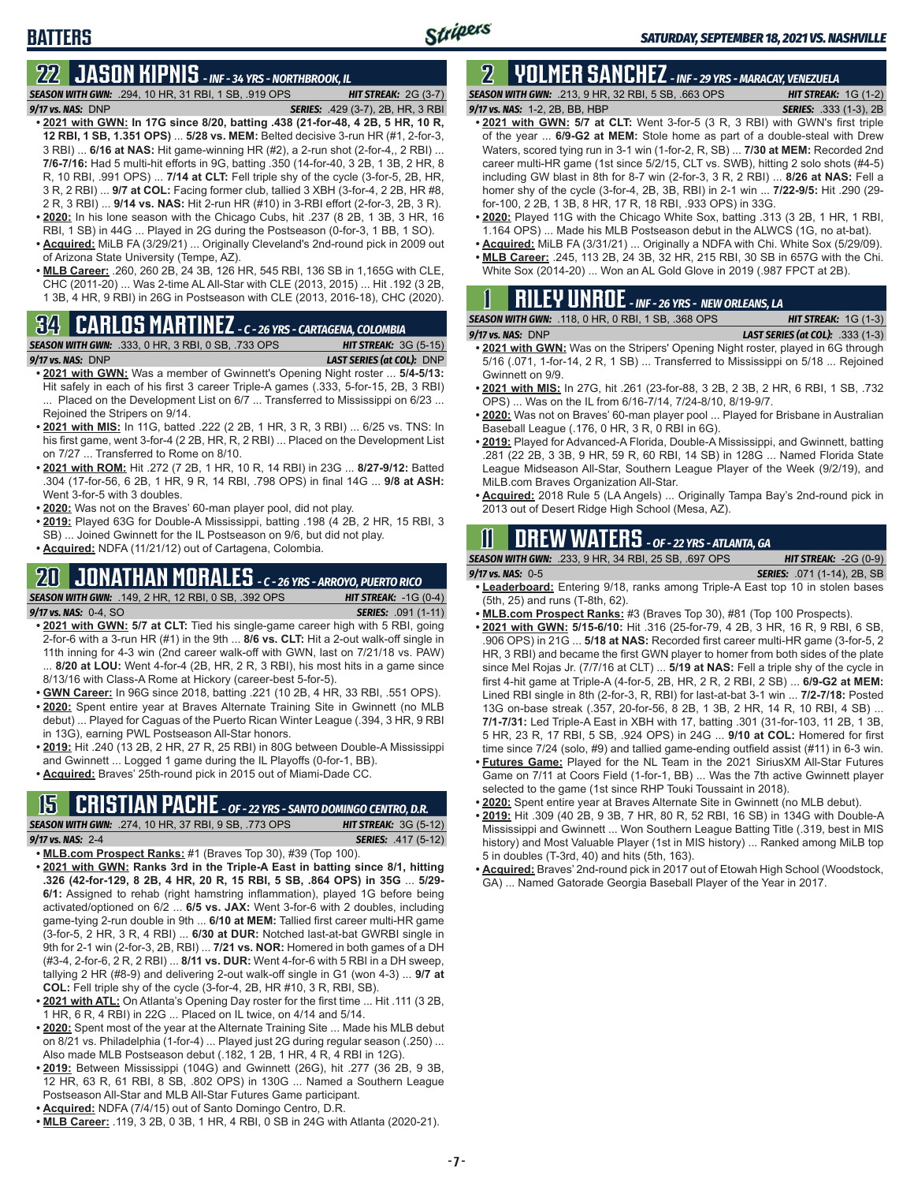# BATTERS

*SATURDAY, SEPTEMBER 18, 2021 VS. NASHVILLE*

## 22 JASON KIPNIS - INF - 34 YRS - NORTHBROOK, IL

**SEASON WITH GWN:** .294, 10 HR, 31 RBI, 1 SB, .919 OPS **HIT STREAK:** 2G (3-7)
**9/17 vs. NAS:** DNP **SERIES:** .429 (3-7), 2B, HR, 3 RBI

- **2021 with GWN: In 17G since 8/20, batting .438 (21-for-48, 4 2B, 5 HR, 10 R, 12 RBI, 1 SB, 1.351 OPS)** ... **5/28 vs. MEM:** Belted decisive 3-run HR (#1, 2-for-3, 3 RBI) ... **6/16 at NAS:** Hit game-winning HR (#2), a 2-run shot (2-for-4,, 2 RBI) ... **7/6-7/16:** Had 5 multi-hit efforts in 9G, batting .350 (14-for-40, 3 2B, 1 3B, 2 HR, 8 R, 10 RBI, .991 OPS) ... **7/14 at CLT:** Fell triple shy of the cycle (3-for-5, 2B, HR, 3 R, 2 RBI) ... **9/7 at COL:** Facing former club, tallied 3 XBH (3-for-4, 2 2B, HR #8, 2 R, 3 RBI) ... **9/14 vs. NAS:** Hit 2-run HR (#10) in 3-RBI effort (2-for-3, 2B, 3 R).
- **2020:** In his lone season with the Chicago Cubs, hit .237 (8 2B, 1 3B, 3 HR, 16 RBI, 1 SB) in 44G ... Played in 2G during the Postseason (0-for-3, 1 BB, 1 SO).
- **Acquired:** MiLB FA (3/29/21) ... Originally Cleveland's 2nd-round pick in 2009 out of Arizona State University (Tempe, AZ).
- **MLB Career:** .260, 260 2B, 24 3B, 126 HR, 545 RBI, 136 SB in 1,165G with CLE, CHC (2011-20) ... Was 2-time AL All-Star with CLE (2013, 2015) ... Hit .192 (3 2B, 1 3B, 4 HR, 9 RBI) in 26G in Postseason with CLE (2013, 2016-18), CHC (2020).

## 34 CARLOS MARTINEZ - C - 26 YRS - CARTAGENA, COLOMBIA

**SEASON WITH GWN:** .333, 0 HR, 3 RBI, 0 SB, .733 OPS **HIT STREAK:** 3G (5-15)
**9/17 vs. NAS:** DNP **LAST SERIES (at COL):** DNP

- **2021 with GWN:** Was a member of Gwinnett's Opening Night roster ... **5/4-5/13:** Hit safely in each of his first 3 career Triple-A games (.333, 5-for-15, 2B, 3 RBI) ... Placed on the Development List on 6/7 ... Transferred to Mississippi on 6/23 ... Rejoined the Stripers on 9/14.
- **2021 with MIS:** In 11G, batted .222 (2 2B, 1 HR, 3 R, 3 RBI) ... 6/25 vs. TNS: In his first game, went 3-for-4 (2 2B, HR, R, 2 RBI) ... Placed on the Development List on 7/27 ... Transferred to Rome on 8/10.
- **2021 with ROM:** Hit .272 (7 2B, 1 HR, 10 R, 14 RBI) in 23G ... **8/27-9/12:** Batted .304 (17-for-56, 6 2B, 1 HR, 9 R, 14 RBI, .798 OPS) in final 14G ... **9/8 at ASH:** Went 3-for-5 with 3 doubles.
- **2020:** Was not on the Braves' 60-man player pool, did not play.
- **2019:** Played 63G for Double-A Mississippi, batting .198 (4 2B, 2 HR, 15 RBI, 3 SB) ... Joined Gwinnett for the IL Postseason on 9/6, but did not play.
- **Acquired:** NDFA (11/21/12) out of Cartagena, Colombia.

## 20 JONATHAN MORALES - C - 26 YRS - ARROYO, PUERTO RICO

**SEASON WITH GWN:** .149, 2 HR, 12 RBI, 0 SB, .392 OPS **HIT STREAK:** -1G (0-4)
**9/17 vs. NAS:** 0-4, SO **SERIES:** .091 (1-11)

- **2021 with GWN: 5/7 at CLT:** Tied his single-game career high with 5 RBI, going 2-for-6 with a 3-run HR (#1) in the 9th ... **8/6 vs. CLT:** Hit a 2-out walk-off single in 11th inning for 4-3 win (2nd career walk-off with GWN, last on 7/21/18 vs. PAW) ... **8/20 at LOU:** Went 4-for-4 (2B, HR, 2 R, 3 RBI), his most hits in a game since 8/13/16 with Class-A Rome at Hickory (career-best 5-for-5).
- **GWN Career:** In 96G since 2018, batting .221 (10 2B, 4 HR, 33 RBI, .551 OPS).
- **2020:** Spent entire year at Braves Alternate Training Site in Gwinnett (no MLB debut) ... Played for Caguas of the Puerto Rican Winter League (.394, 3 HR, 9 RBI in 13G), earning PWL Postseason All-Star honors.
- **2019:** Hit .240 (13 2B, 2 HR, 27 R, 25 RBI) in 80G between Double-A Mississippi and Gwinnett ... Logged 1 game during the IL Playoffs (0-for-1, BB).
- **Acquired:** Braves' 25th-round pick in 2015 out of Miami-Dade CC.

## 15 CRISTIAN PACHE - OF - 22 YRS - SANTO DOMINGO CENTRO, D.R.

**SEASON WITH GWN:** .274, 10 HR, 37 RBI, 9 SB, .773 OPS **HIT STREAK:** 3G (5-12)
**9/17 vs. NAS:** 2-4 **SERIES:** .417 (5-12)

- **MLB.com Prospect Ranks:** #1 (Braves Top 30), #39 (Top 100).
- **2021 with GWN: Ranks 3rd in the Triple-A East in batting since 8/1, hitting .326 (42-for-129, 8 2B, 4 HR, 20 R, 15 RBI, 5 SB, .864 OPS) in 35G** ... **5/29-6/1:** Assigned to rehab (right hamstring inflammation), played 1G before being activated/optioned on 6/2 ... **6/5 vs. JAX:** Went 3-for-6 with 2 doubles, including game-tying 2-run double in 9th ... **6/10 at MEM:** Tallied first career multi-HR game (3-for-5, 2 HR, 3 R, 4 RBI) ... **6/30 at DUR:** Notched last-at-bat GWRBI single in 9th for 2-1 win (2-for-3, 2B, RBI) ... **7/21 vs. NOR:** Homered in both games of a DH (#3-4, 2-for-6, 2 R, 2 RBI) ... **8/11 vs. DUR:** Went 4-for-6 with 5 RBI in a DH sweep, tallying 2 HR (#8-9) and delivering 2-out walk-off single in G1 (won 4-3) ... **9/7 at COL:** Fell triple shy of the cycle (3-for-4, 2B, HR #10, 3 R, RBI, SB).
- **2021 with ATL:** On Atlanta's Opening Day roster for the first time ... Hit .111 (3 2B, 1 HR, 6 R, 4 RBI) in 22G ... Placed on IL twice, on 4/14 and 5/14.
- **2020:** Spent most of the year at the Alternate Training Site ... Made his MLB debut on 8/21 vs. Philadelphia (1-for-4) ... Played just 2G during regular season (.250) ... Also made MLB Postseason debut (.182, 1 2B, 1 HR, 4 R, 4 RBI in 12G).
- **2019:** Between Mississippi (104G) and Gwinnett (26G), hit .277 (36 2B, 9 3B, 12 HR, 63 R, 61 RBI, 8 SB, .802 OPS) in 130G ... Named a Southern League Postseason All-Star and MLB All-Star Futures Game participant.
- **Acquired:** NDFA (7/4/15) out of Santo Domingo Centro, D.R.
- **MLB Career:** .119, 3 2B, 0 3B, 1 HR, 4 RBI, 0 SB in 24G with Atlanta (2020-21).

## 2 YOLMER SANCHEZ - INF - 29 YRS - MARACAY, VENEZUELA

**SEASON WITH GWN:** .213, 9 HR, 32 RBI, 5 SB, .663 OPS **HIT STREAK:** 1G (1-2)
**9/17 vs. NAS:** 1-2, 2B, BB, HBP **SERIES:** .333 (1-3), 2B

- **2021 with GWN:** **5/7 at CLT:** Went 3-for-5 (3 R, 3 RBI) with GWN's first triple of the year ... **6/9-G2 at MEM:** Stole home as part of a double-steal with Drew Waters, scored tying run in 3-1 win (1-for-2, R, SB) ... **7/30 at MEM:** Recorded 2nd career multi-HR game (1st since 5/2/15, CLT vs. SWB), hitting 2 solo shots (#4-5) including GW blast in 8th for 8-7 win (2-for-3, 3 R, 2 RBI) ... **8/26 at NAS:** Fell a homer shy of the cycle (3-for-4, 2B, 3B, RBI) in 2-1 win ... **7/22-9/5:** Hit .290 (29-for-100, 2 2B, 1 3B, 8 HR, 17 R, 18 RBI, .933 OPS) in 33G.
- **2020:** Played 11G with the Chicago White Sox, batting .313 (3 2B, 1 HR, 1 RBI, 1.164 OPS) ... Made his MLB Postseason debut in the ALWCS (1G, no at-bat).
- **Acquired:** MiLB FA (3/31/21) ... Originally a NDFA with Chi. White Sox (5/29/09).
- **MLB Career:** .245, 113 2B, 24 3B, 32 HR, 215 RBI, 30 SB in 657G with the Chi. White Sox (2014-20) ... Won an AL Gold Glove in 2019 (.987 FPCT at 2B).

## 1 RILEY UNROE - INF - 26 YRS - NEW ORLEANS, LA

**SEASON WITH GWN:** .118, 0 HR, 0 RBI, 1 SB, .368 OPS **HIT STREAK:** 1G (1-3)
**9/17 vs. NAS:** DNP **LAST SERIES (at COL):** .333 (1-3)

- **2021 with GWN:** Was on the Stripers' Opening Night roster, played in 6G through 5/16 (.071, 1-for-14, 2 R, 1 SB) ... Transferred to Mississippi on 5/18 ... Rejoined Gwinnett on 9/9.
- **2021 with MIS:** In 27G, hit .261 (23-for-88, 3 2B, 2 3B, 2 HR, 6 RBI, 1 SB, .732 OPS) ... Was on the IL from 6/16-7/14, 7/24-8/10, 8/19-9/7.
- **2020:** Was not on Braves' 60-man player pool ... Played for Brisbane in Australian Baseball League (.176, 0 HR, 3 R, 0 RBI in 6G).
- **2019:** Played for Advanced-A Florida, Double-A Mississippi, and Gwinnett, batting .281 (22 2B, 3 3B, 9 HR, 59 R, 60 RBI, 14 SB) in 128G ... Named Florida State League Midseason All-Star, Southern League Player of the Week (9/2/19), and MiLB.com Braves Organization All-Star.
- **Acquired:** 2018 Rule 5 (LA Angels) ... Originally Tampa Bay's 2nd-round pick in 2013 out of Desert Ridge High School (Mesa, AZ).

## 11 DREW WATERS - OF - 22 YRS - ATLANTA, GA

**SEASON WITH GWN:** .233, 9 HR, 34 RBI, 25 SB, .697 OPS **HIT STREAK:** -2G (0-9)
**9/17 vs. NAS:** 0-5 **SERIES:** .071 (1-14), 2B, SB

- **Leaderboard:** Entering 9/18, ranks among Triple-A East top 10 in stolen bases (5th, 25) and runs (T-8th, 62).
- **MLB.com Prospect Ranks:** #3 (Braves Top 30), #81 (Top 100 Prospects).
- **2021 with GWN: 5/15-6/10:** Hit .316 (25-for-79, 4 2B, 3 HR, 16 R, 9 RBI, 6 SB, .906 OPS) in 21G ... **5/18 at NAS:** Recorded first career multi-HR game (3-for-5, 2 HR, 3 RBI) and became the first GWN player to homer from both sides of the plate since Mel Rojas Jr. (7/7/16 at CLT) ... **5/19 at NAS:** Fell a triple shy of the cycle in first 4-hit game at Triple-A (4-for-5, 2B, HR, 2 R, 2 RBI, 2 SB) ... **6/9-G2 at MEM:** Lined RBI single in 8th (2-for-3, R, RBI) for last-at-bat 3-1 win ... **7/2-7/18:** Posted 13G on-base streak (.357, 20-for-56, 8 2B, 1 3B, 2 HR, 14 R, 10 RBI, 4 SB) ... **7/1-7/31:** Led Triple-A East in XBH with 17, batting .301 (31-for-103, 11 2B, 1 3B, 5 HR, 23 R, 17 RBI, 5 SB, .924 OPS) in 24G ... **9/10 at COL:** Homered for first time since 7/24 (solo, #9) and tallied game-ending outfield assist (#11) in 6-3 win.
- **Futures Game:** Played for the NL Team in the 2021 SiriusXM All-Star Futures Game on 7/11 at Coors Field (1-for-1, BB) ... Was the 7th active Gwinnett player selected to the game (1st since RHP Touki Toussaint in 2018).
- **2020:** Spent entire year at Braves Alternate Site in Gwinnett (no MLB debut).
- **2019:** Hit .309 (40 2B, 9 3B, 7 HR, 80 R, 52 RBI, 16 SB) in 134G with Double-A Mississippi and Gwinnett ... Won Southern League Batting Title (.319, best in MIS history) and Most Valuable Player (1st in MIS history) ... Ranked among MiLB top 5 in doubles (T-3rd, 40) and hits (5th, 163).
- **Acquired:** Braves' 2nd-round pick in 2017 out of Etowah High School (Woodstock, GA) ... Named Gatorade Georgia Baseball Player of the Year in 2017.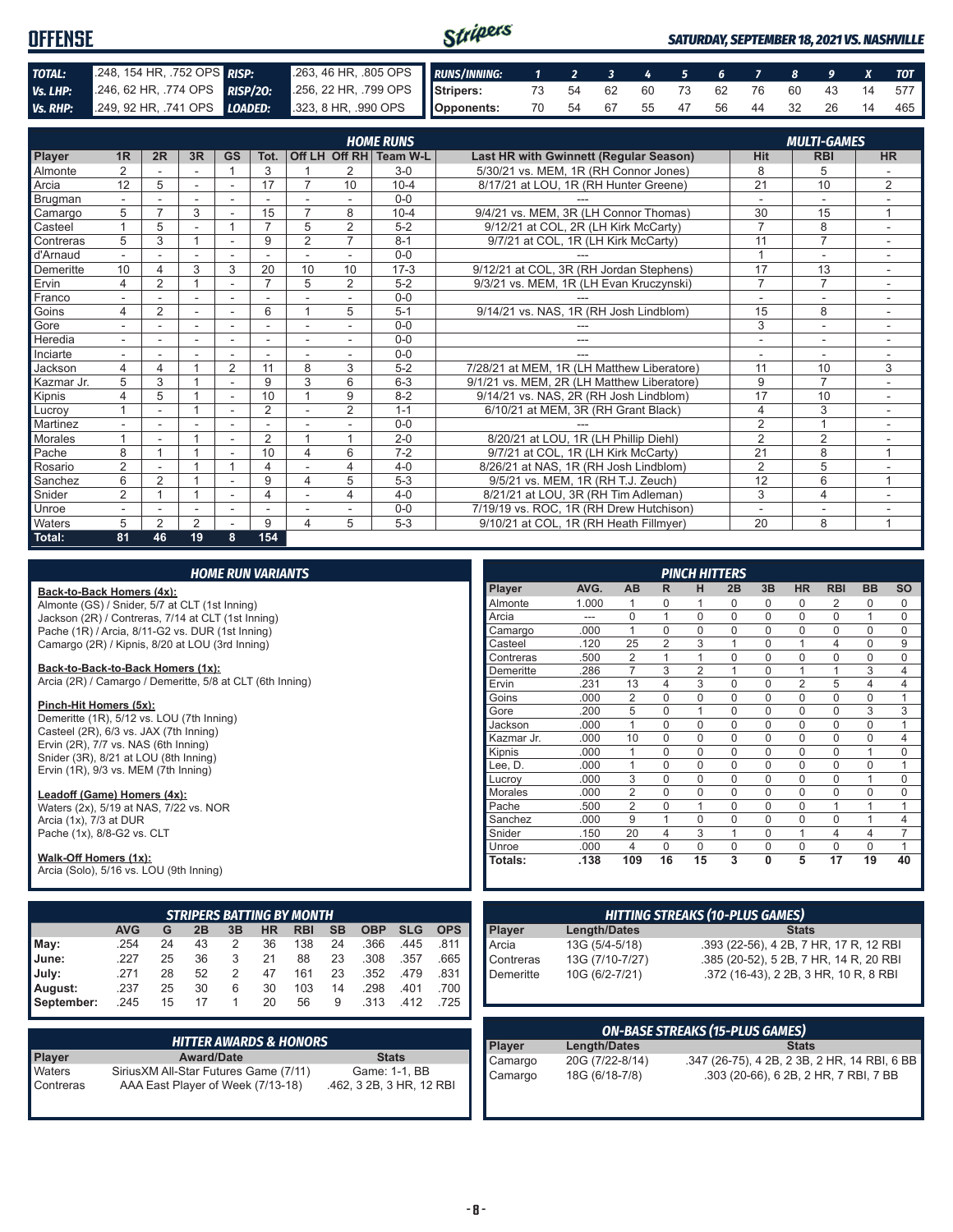# OFFENSE

*SATURDAY, SEPTEMBER 18, 2021 VS. NASHVILLE*

| | | | |
|---|---|---|---|
| **TOTAL:** | .248, 154 HR, .752 OPS | **RISP:** | .263, 46 HR, .805 OPS |
| **Vs. LHP:** | .246, 62 HR, .774 OPS | **RISP/2O:** | .256, 22 HR, .799 OPS |
| **Vs. RHP:** | .249, 92 HR, .741 OPS | **LOADED:** | .323, 8 HR, .990 OPS |

| RUNS/INNING: | 1 | 2 | 3 | 4 | 5 | 6 | 7 | 8 | 9 | X | TOT |
|---|---|---|---|---|---|---|---|---|---|---|---|
| Stripers: | 73 | 54 | 62 | 60 | 73 | 62 | 76 | 60 | 43 | 14 | 577 |
| Opponents: | 70 | 54 | 67 | 55 | 47 | 56 | 44 | 32 | 26 | 14 | 465 |

## HOME RUNS / MULTI-GAMES

| Player | 1R | 2R | 3R | GS | Tot. | Off LH | Off RH | Team W-L | Last HR with Gwinnett (Regular Season) | Hit | RBI | HR |
|---|---|---|---|---|---|---|---|---|---|---|---|---|
| Almonte | 2 | - | - | 1 | 3 | 1 | 2 | 3-0 | 5/30/21 vs. MEM, 1R (RH Connor Jones) | 8 | 5 | - |
| Arcia | 12 | 5 | - | - | 17 | 7 | 10 | 10-4 | 8/17/21 at LOU, 1R (RH Hunter Greene) | 21 | 10 | 2 |
| Brugman | - | - | - | - | - | - | - | 0-0 | --- | - | - | - |
| Camargo | 5 | 7 | 3 | - | 15 | 7 | 8 | 10-4 | 9/4/21 vs. MEM, 3R (LH Connor Thomas) | 30 | 15 | 1 |
| Casteel | 1 | 5 | - | 1 | 7 | 5 | 2 | 5-2 | 9/12/21 at COL, 2R (LH Kirk McCarty) | 7 | 8 | - |
| Contreras | 5 | 3 | 1 | - | 9 | 2 | 7 | 8-1 | 9/7/21 at COL, 1R (LH Kirk McCarty) | 11 | 7 | - |
| d'Arnaud | - | - | - | - | - | - | - | 0-0 | --- | 1 | - | - |
| Demeritte | 10 | 4 | 3 | 3 | 20 | 10 | 10 | 17-3 | 9/12/21 at COL, 3R (RH Jordan Stephens) | 17 | 13 | - |
| Ervin | 4 | 2 | 1 | - | 7 | 5 | 2 | 5-2 | 9/3/21 vs. MEM, 1R (LH Evan Kruczynski) | 7 | 7 | - |
| Franco | - | - | - | - | - | - | - | 0-0 | --- | - | - | - |
| Goins | 4 | 2 | - | - | 6 | 1 | 5 | 5-1 | 9/14/21 vs. NAS, 1R (RH Josh Lindblom) | 15 | 8 | - |
| Gore | - | - | - | - | - | - | - | 0-0 | --- | 3 | - | - |
| Heredia | - | - | - | - | - | - | - | 0-0 | --- | - | - | - |
| Inciarte | - | - | - | - | - | - | - | 0-0 | --- | - | - | - |
| Jackson | 4 | 4 | 1 | 2 | 11 | 8 | 3 | 5-2 | 7/28/21 at MEM, 1R (LH Matthew Liberatore) | 11 | 10 | 3 |
| Kazmar Jr. | 5 | 3 | 1 | - | 9 | 3 | 6 | 6-3 | 9/1/21 vs. MEM, 2R (LH Matthew Liberatore) | 9 | 7 | - |
| Kipnis | 4 | 5 | 1 | - | 10 | 1 | 9 | 8-2 | 9/14/21 vs. NAS, 2R (RH Josh Lindblom) | 17 | 10 | - |
| Lucroy | 1 | - | 1 | - | 2 | - | 2 | 1-1 | 6/10/21 at MEM, 3R (RH Grant Black) | 4 | 3 | - |
| Martinez | - | - | - | - | - | - | - | 0-0 | --- | 2 | 1 | - |
| Morales | 1 | - | 1 | - | 2 | 1 | 1 | 2-0 | 8/20/21 at LOU, 1R (LH Phillip Diehl) | 2 | 2 | - |
| Pache | 8 | 1 | 1 | - | 10 | 4 | 6 | 7-2 | 9/7/21 at COL, 1R (LH Kirk McCarty) | 21 | 8 | 1 |
| Rosario | 2 | - | 1 | 1 | 4 | - | 4 | 4-0 | 8/26/21 at NAS, 1R (RH Josh Lindblom) | 2 | 5 | - |
| Sanchez | 6 | 2 | 1 | - | 9 | 4 | 5 | 5-3 | 9/5/21 vs. MEM, 1R (RH T.J. Zeuch) | 12 | 6 | 1 |
| Snider | 2 | 1 | 1 | - | 4 | - | 4 | 4-0 | 8/21/21 at LOU, 3R (RH Tim Adleman) | 3 | 4 | - |
| Unroe | - | - | - | - | - | - | - | 0-0 | 7/19/19 vs. ROC, 1R (RH Drew Hutchison) | - | - | - |
| Waters | 5 | 2 | 2 | - | 9 | 4 | 5 | 5-3 | 9/10/21 at COL, 1R (RH Heath Fillmyer) | 20 | 8 | 1 |
| **Total:** | **81** | **46** | **19** | **8** | **154** | | | | | | | |

## HOME RUN VARIANTS

**Back-to-Back Homers (4x):**
Almonte (GS) / Snider, 5/7 at CLT (1st Inning)
Jackson (2R) / Contreras, 7/14 at CLT (1st Inning)
Pache (1R) / Arcia, 8/11-G2 vs. DUR (1st Inning)
Camargo (2R) / Kipnis, 8/20 at LOU (3rd Inning)

**Back-to-Back-to-Back Homers (1x):**
Arcia (2R) / Camargo / Demeritte, 5/8 at CLT (6th Inning)

**Pinch-Hit Homers (5x):**
Demeritte (1R), 5/12 vs. LOU (7th Inning)
Casteel (2R), 6/3 vs. JAX (7th Inning)
Ervin (2R), 7/7 vs. NAS (6th Inning)
Snider (3R), 8/21 at LOU (8th Inning)
Ervin (1R), 9/3 vs. MEM (7th Inning)

**Leadoff (Game) Homers (4x):**
Waters (2x), 5/19 at NAS, 7/22 vs. NOR
Arcia (1x), 7/3 at DUR
Pache (1x), 8/8-G2 vs. CLT

**Walk-Off Homers (1x):**
Arcia (Solo), 5/16 vs. LOU (9th Inning)

## PINCH HITTERS

| Player | AVG. | AB | R | H | 2B | 3B | HR | RBI | BB | SO |
|---|---|---|---|---|---|---|---|---|---|---|
| Almonte | 1.000 | 1 | 0 | 1 | 0 | 0 | 0 | 2 | 0 | 0 |
| Arcia | --- | 0 | 1 | 0 | 0 | 0 | 0 | 0 | 1 | 0 |
| Camargo | .000 | 1 | 0 | 0 | 0 | 0 | 0 | 0 | 0 | 0 |
| Casteel | .120 | 25 | 2 | 3 | 1 | 0 | 1 | 4 | 0 | 9 |
| Contreras | .500 | 2 | 1 | 1 | 0 | 0 | 0 | 0 | 0 | 0 |
| Demeritte | .286 | 7 | 3 | 2 | 1 | 0 | 1 | 1 | 3 | 4 |
| Ervin | .231 | 13 | 4 | 3 | 0 | 0 | 2 | 5 | 4 | 4 |
| Goins | .000 | 2 | 0 | 0 | 0 | 0 | 0 | 0 | 0 | 1 |
| Gore | .200 | 5 | 0 | 1 | 0 | 0 | 0 | 0 | 3 | 3 |
| Jackson | .000 | 1 | 0 | 0 | 0 | 0 | 0 | 0 | 0 | 1 |
| Kazmar Jr. | .000 | 10 | 0 | 0 | 0 | 0 | 0 | 0 | 0 | 4 |
| Kipnis | .000 | 1 | 0 | 0 | 0 | 0 | 0 | 0 | 1 | 0 |
| Lee, D. | .000 | 1 | 0 | 0 | 0 | 0 | 0 | 0 | 0 | 1 |
| Lucroy | .000 | 3 | 0 | 0 | 0 | 0 | 0 | 0 | 1 | 0 |
| Morales | .000 | 2 | 0 | 0 | 0 | 0 | 0 | 0 | 0 | 0 |
| Pache | .500 | 2 | 0 | 1 | 0 | 0 | 0 | 1 | 1 | 1 |
| Sanchez | .000 | 9 | 1 | 0 | 0 | 0 | 0 | 0 | 1 | 4 |
| Snider | .150 | 20 | 4 | 3 | 1 | 0 | 1 | 4 | 4 | 7 |
| Unroe | .000 | 4 | 0 | 0 | 0 | 0 | 0 | 0 | 0 | 1 |
| **Totals:** | **.138** | **109** | **16** | **15** | **3** | **0** | **5** | **17** | **19** | **40** |

## STRIPERS BATTING BY MONTH

| | AVG | G | 2B | 3B | HR | RBI | SB | OBP | SLG | OPS |
|---|---|---|---|---|---|---|---|---|---|---|
| May: | .254 | 24 | 43 | 2 | 36 | 138 | 24 | .366 | .445 | .811 |
| June: | .227 | 25 | 36 | 3 | 21 | 88 | 23 | .308 | .357 | .665 |
| July: | .271 | 28 | 52 | 2 | 47 | 161 | 23 | .352 | .479 | .831 |
| August: | .237 | 25 | 30 | 6 | 30 | 103 | 14 | .298 | .401 | .700 |
| September: | .245 | 15 | 17 | 1 | 20 | 56 | 9 | .313 | .412 | .725 |

## HITTING STREAKS (10-PLUS GAMES)

| Player | Length/Dates | Stats |
|---|---|---|
| Arcia | 13G (5/4-5/18) | .393 (22-56), 4 2B, 7 HR, 17 R, 12 RBI |
| Contreras | 13G (7/10-7/27) | .385 (20-52), 5 2B, 7 HR, 14 R, 20 RBI |
| Demeritte | 10G (6/2-7/21) | .372 (16-43), 2 2B, 3 HR, 10 R, 8 RBI |

## HITTER AWARDS & HONORS

| Player | Award/Date | Stats |
|---|---|---|
| Waters | SiriusXM All-Star Futures Game (7/11) | Game: 1-1, BB |
| Contreras | AAA East Player of Week (7/13-18) | .462, 3 2B, 3 HR, 12 RBI |

## ON-BASE STREAKS (15-PLUS GAMES)

| Player | Length/Dates | Stats |
|---|---|---|
| Camargo | 20G (7/22-8/14) | .347 (26-75), 4 2B, 2 3B, 2 HR, 14 RBI, 6 BB |
| Camargo | 18G (6/18-7/8) | .303 (20-66), 6 2B, 2 HR, 7 RBI, 7 BB |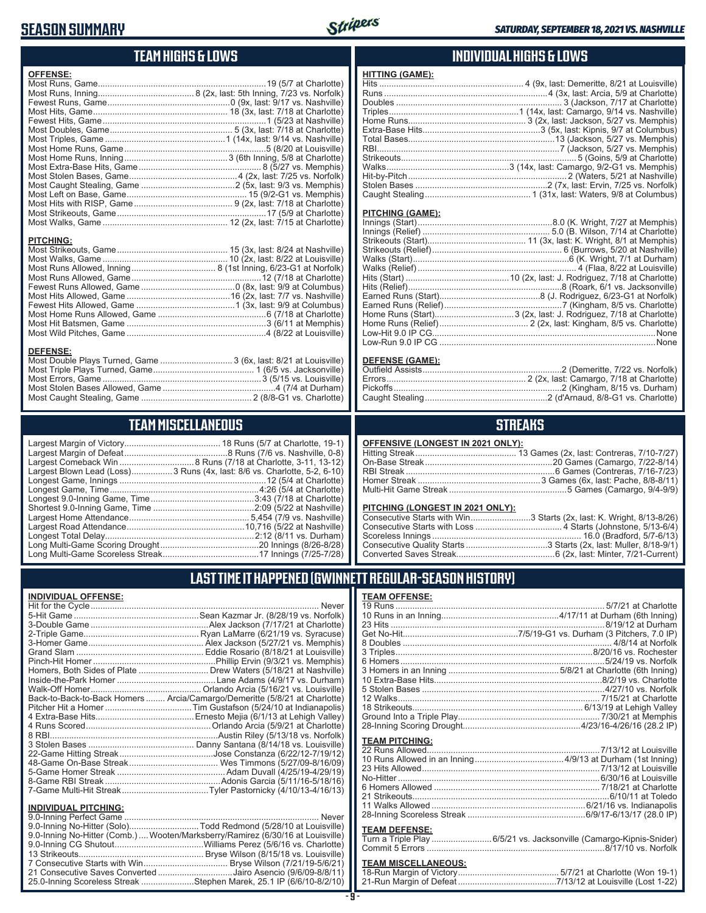# SEASON SUMMARY

## TEAM HIGHS & LOWS

### OFFENSE:

| | |
|---|---|
| Most Runs, Game | 19 (5/7 at Charlotte) |
| Most Runs, Inning | 8 (2x, last: 5th Inning, 7/23 vs. Norfolk) |
| Fewest Runs, Game | 0 (9x, last: 9/17 vs. Nashville) |
| Most Hits, Game | 18 (3x, last: 7/18 at Charlotte) |
| Fewest Hits, Game | 1 (5/23 at Nashville) |
| Most Doubles, Game | 5 (3x, last: 7/18 at Charlotte) |
| Most Triples, Game | 1 (14x, last: 9/14 vs. Nashville) |
| Most Home Runs, Game | 5 (8/20 at Louisville) |
| Most Home Runs, Inning | 3 (6th Inning, 5/8 at Charlotte) |
| Most Extra-Base Hits, Game | 8 (5/27 vs. Memphis) |
| Most Stolen Bases, Game | 4 (2x, last: 7/25 vs. Norfolk) |
| Most Caught Stealing, Game | 2 (5x, last: 9/3 vs. Memphis) |
| Most Left on Base, Game | 15 (9/2-G1 vs. Memphis) |
| Most Hits with RISP, Game | 9 (2x, last: 7/18 at Charlotte) |
| Most Strikeouts, Game | 17 (5/9 at Charlotte) |
| Most Walks, Game | 12 (2x, last: 7/15 at Charlotte) |

### PITCHING:

| | |
|---|---|
| Most Strikeouts, Game | 15 (3x, last: 8/24 at Nashville) |
| Most Walks, Game | 10 (2x, last: 8/22 at Louisville) |
| Most Runs Allowed, Inning | 8 (1st Inning, 6/23-G1 at Norfolk) |
| Most Runs Allowed, Game | 12 (7/18 at Charlotte) |
| Fewest Runs Allowed, Game | 0 (8x, last: 9/9 at Columbus) |
| Most Hits Allowed, Game | 16 (2x, last: 7/7 vs. Nashville) |
| Fewest Hits Allowed, Game | 1 (3x, last: 9/9 at Columbus) |
| Most Home Runs Allowed, Game | 6 (7/18 at Charlotte) |
| Most Hit Batsmen, Game | 3 (6/11 at Memphis) |
| Most Wild Pitches, Game | 4 (8/22 at Louisville) |

### DEFENSE:

| | |
|---|---|
| Most Double Plays Turned, Game | 3 (6x, last: 8/21 at Louisville) |
| Most Triple Plays Turned, Game | 1 (6/5 vs. Jacksonville) |
| Most Errors, Game | 3 (5/15 vs. Louisville) |
| Most Stolen Bases Allowed, Game | 4 (7/4 at Durham) |
| Most Caught Stealing, Game | 2 (8/8-G1 vs. Charlotte) |

## INDIVIDUAL HIGHS & LOWS

### HITTING (GAME):

| | |
|---|---|
| Hits | 4 (9x, last: Demeritte, 8/21 at Louisville) |
| Runs | 4 (3x, last: Arcia, 5/9 at Charlotte) |
| Doubles | 3 (Jackson, 7/17 at Charlotte) |
| Triples | 1 (14x, last: Camargo, 9/14 vs. Nashville) |
| Home Runs | 3 (2x, last: Jackson, 5/27 vs. Memphis) |
| Extra-Base Hits | 3 (5x, last: Kipnis, 9/7 at Columbus) |
| Total Bases | 13 (Jackson, 5/27 vs. Memphis) |
| RBI | 7 (Jackson, 5/27 vs. Memphis) |
| Strikeouts | 5 (Goins, 5/9 at Charlotte) |
| Walks | 3 (14x, last: Camargo, 9/2-G1 vs. Memphis) |
| Hit-by-Pitch | 2 (Waters, 5/21 at Nashville) |
| Stolen Bases | 2 (7x, last: Ervin, 7/25 vs. Norfolk) |
| Caught Stealing | 1 (31x, last: Waters, 9/8 at Columbus) |

### PITCHING (GAME):

| | |
|---|---|
| Innings (Start) | 8.0 (K. Wright, 7/27 at Memphis) |
| Innings (Relief) | 5.0 (B. Wilson, 7/14 at Charlotte) |
| Strikeouts (Start) | 11 (3x, last: K. Wright, 8/1 at Memphis) |
| Strikeouts (Relief) | 6 (Burrows, 5/20 at Nashville) |
| Walks (Start) | 6 (K. Wright, 7/1 at Durham) |
| Walks (Relief) | 4 (Flaa, 8/22 at Louisville) |
| Hits (Start) | 10 (2x, last: J. Rodriguez, 7/18 at Charlotte) |
| Hits (Relief) | 8 (Roark, 6/1 vs. Jacksonville) |
| Earned Runs (Start) | 8 (J. Rodriguez, 6/23-G1 at Norfolk) |
| Earned Runs (Relief) | 7 (Kingham, 8/5 vs. Charlotte) |
| Home Runs (Start) | 3 (2x, last: J. Rodriguez, 7/18 at Charlotte) |
| Home Runs (Relief) | 2 (2x, last: Kingham, 8/5 vs. Charlotte) |
| Low-Hit 9.0 IP CG | None |
| Low-Run 9.0 IP CG | None |

### DEFENSE (GAME):

| | |
|---|---|
| Outfield Assists | 2 (Demeritte, 7/22 vs. Norfolk) |
| Errors | 2 (2x, last: Camargo, 7/18 at Charlotte) |
| Pickoffs | 2 (Kingham, 8/15 vs. Durham) |
| Caught Stealing | 2 (d'Arnaud, 8/8-G1 vs. Charlotte) |

## TEAM MISCELLANEOUS

| | |
|---|---|
| Largest Margin of Victory | 18 Runs (5/7 at Charlotte, 19-1) |
| Largest Margin of Defeat | 8 Runs (7/6 vs. Nashville, 0-8) |
| Largest Comeback Win | 8 Runs (7/18 at Charlotte, 3-11, 13-12) |
| Largest Blown Lead (Loss) | 3 Runs (4x, last: 8/6 vs. Charlotte, 5-2, 6-10) |
| Longest Game, Innings | 12 (5/4 at Charlotte) |
| Longest Game, Time | 4:26 (5/4 at Charlotte) |
| Longest 9.0-Inning Game, Time | 3:43 (7/18 at Charlotte) |
| Shortest 9.0-Inning Game, Time | 2:09 (5/22 at Nashville) |
| Largest Home Attendance | 5,454 (7/9 vs. Nashville) |
| Largest Road Attendance | 10,716 (5/22 at Nashville) |
| Longest Total Delay | 2:12 (8/11 vs. Durham) |
| Long Multi-Game Scoring Drought | 20 Innings (8/26-8/28) |
| Long Multi-Game Scoreless Streak | 17 Innings (7/25-7/28) |

## STREAKS

### OFFENSIVE (LONGEST IN 2021 ONLY):

| | |
|---|---|
| Hitting Streak | 13 Games (2x, last: Contreras, 7/10-7/27) |
| On-Base Streak | 20 Games (Camargo, 7/22-8/14) |
| RBI Streak | 6 Games (Contreras, 7/16-7/23) |
| Homer Streak | 3 Games (6x, last: Pache, 8/8-8/11) |
| Multi-Hit Game Streak | 5 Games (Camargo, 9/4-9/9) |

### PITCHING (LONGEST IN 2021 ONLY):

| | |
|---|---|
| Consecutive Starts with Win | 3 Starts (2x, last: K. Wright, 8/13-8/26) |
| Consecutive Starts with Loss | 4 Starts (Johnstone, 5/13-6/4) |
| Scoreless Innings | 16.0 (Bradford, 5/7-6/13) |
| Consecutive Quality Starts | 3 Starts (2x, last: Muller, 8/18-9/1) |
| Converted Saves Streak | 6 (2x, last: Minter, 7/21-Current) |

## LAST TIME IT HAPPENED (GWINNETT REGULAR-SEASON HISTORY)

### INDIVIDUAL OFFENSE:

| | |
|---|---|
| Hit for the Cycle | Never |
| 5-Hit Game | Sean Kazmar Jr. (8/28/19 vs. Norfolk) |
| 3-Double Game | Alex Jackson (7/17/21 at Charlotte) |
| 2-Triple Game | Ryan LaMarre (6/21/19 vs. Syracuse) |
| 3-Homer Game | Alex Jackson (5/27/21 vs. Memphis) |
| Grand Slam | Eddie Rosario (8/18/21 at Louisville) |
| Pinch-Hit Homer | Phillip Ervin (9/3/21 vs. Memphis) |
| Homers, Both Sides of Plate | Drew Waters (5/18/21 at Nashville) |
| Inside-the-Park Homer | Lane Adams (4/9/17 vs. Durham) |
| Walk-Off Homer | Orlando Arcia (5/16/21 vs. Louisville) |
| Back-to-Back-to-Back Homers | Arcia/Camargo/Demeritte (5/8/21 at Charlotte) |
| Pitcher Hit a Homer | Tim Gustafson (5/24/10 at Indianapolis) |
| 4 Extra-Base Hits | Ernesto Mejia (6/1/13 at Lehigh Valley) |
| 4 Runs Scored | Orlando Arcia (5/9/21 at Charlotte) |
| 8 RBI | Austin Riley (5/13/18 vs. Norfolk) |
| 3 Stolen Bases | Danny Santana (8/14/18 vs. Louisville) |
| 22-Game Hitting Streak | Jose Constanza (6/22/12-7/19/12) |
| 48-Game On-Base Streak | Wes Timmons (5/27/09-8/16/09) |
| 5-Game Homer Streak | Adam Duvall (4/25/19-4/29/19) |
| 8-Game RBI Streak | Adonis Garcia (5/11/16-5/18/16) |
| 7-Game Multi-Hit Streak | Tyler Pastornicky (4/10/13-4/16/13) |

### INDIVIDUAL PITCHING:

| | |
|---|---|
| 9.0-Inning Perfect Game | Never |
| 9.0-Inning No-Hitter (Solo) | Todd Redmond (5/28/10 at Louisville) |
| 9.0-Inning No-Hitter (Comb.) | Wooten/Marksberry/Ramirez (6/30/16 at Louisville) |
| 9.0-Inning CG Shutout | Williams Perez (5/6/16 vs. Charlotte) |
| 13 Strikeouts | Bryse Wilson (8/15/18 vs. Louisville) |
| 7 Consecutive Starts with Win | Bryse Wilson (7/21/19-5/6/21) |
| 21 Consecutive Saves Converted | Jairo Asencio (9/6/09-8/8/11) |
| 25.0-Inning Scoreless Streak | Stephen Marek, 25.1 IP (6/6/10-8/2/10) |

### TEAM OFFENSE:

| | |
|---|---|
| 19 Runs | 5/7/21 at Charlotte |
| 10 Runs in an Inning | 4/17/11 at Durham (6th Inning) |
| 23 Hits | 8/19/12 at Durham |
| Get No-Hit | 7/5/19-G1 vs. Durham (3 Pitchers, 7.0 IP) |
| 8 Doubles | 4/8/14 at Norfolk |
| 3 Triples | 8/20/16 vs. Rochester |
| 6 Homers | 5/24/19 vs. Norfolk |
| 3 Homers in an Inning | 5/8/21 at Charlotte (6th Inning) |
| 10 Extra-Base Hits | 8/2/19 vs. Charlotte |
| 5 Stolen Bases | 4/27/10 vs. Norfolk |
| 12 Walks | 7/15/21 at Charlotte |
| 18 Strikeouts | 6/13/19 at Lehigh Valley |
| Ground Into a Triple Play | 7/30/21 at Memphis |
| 28-Inning Scoring Drought | 4/23/16-4/26/16 (28.2 IP) |

### TEAM PITCHING:

| | |
|---|---|
| 22 Runs Allowed | 7/13/12 at Louisville |
| 10 Runs Allowed in an Inning | 4/9/13 at Durham (1st Inning) |
| 23 Hits Allowed | 7/13/12 at Louisville |
| No-Hitter | 6/30/16 at Louisville |
| 6 Homers Allowed | 7/18/21 at Charlotte |
| 21 Strikeouts | 6/10/11 at Toledo |
| 11 Walks Allowed | 6/21/16 vs. Indianapolis |
| 28-Inning Scoreless Streak | 6/9/17-6/13/17 (28.0 IP) |

### TEAM DEFENSE:

| | |
|---|---|
| Turn a Triple Play | 6/5/21 vs. Jacksonville (Camargo-Kipnis-Snider) |
| Commit 5 Errors | 8/17/10 vs. Norfolk |

### TEAM MISCELLANEOUS:

| | |
|---|---|
| 18-Run Margin of Victory | 5/7/21 at Charlotte (Won 19-1) |
| 21-Run Margin of Defeat | 7/13/12 at Louisville (Lost 1-22) |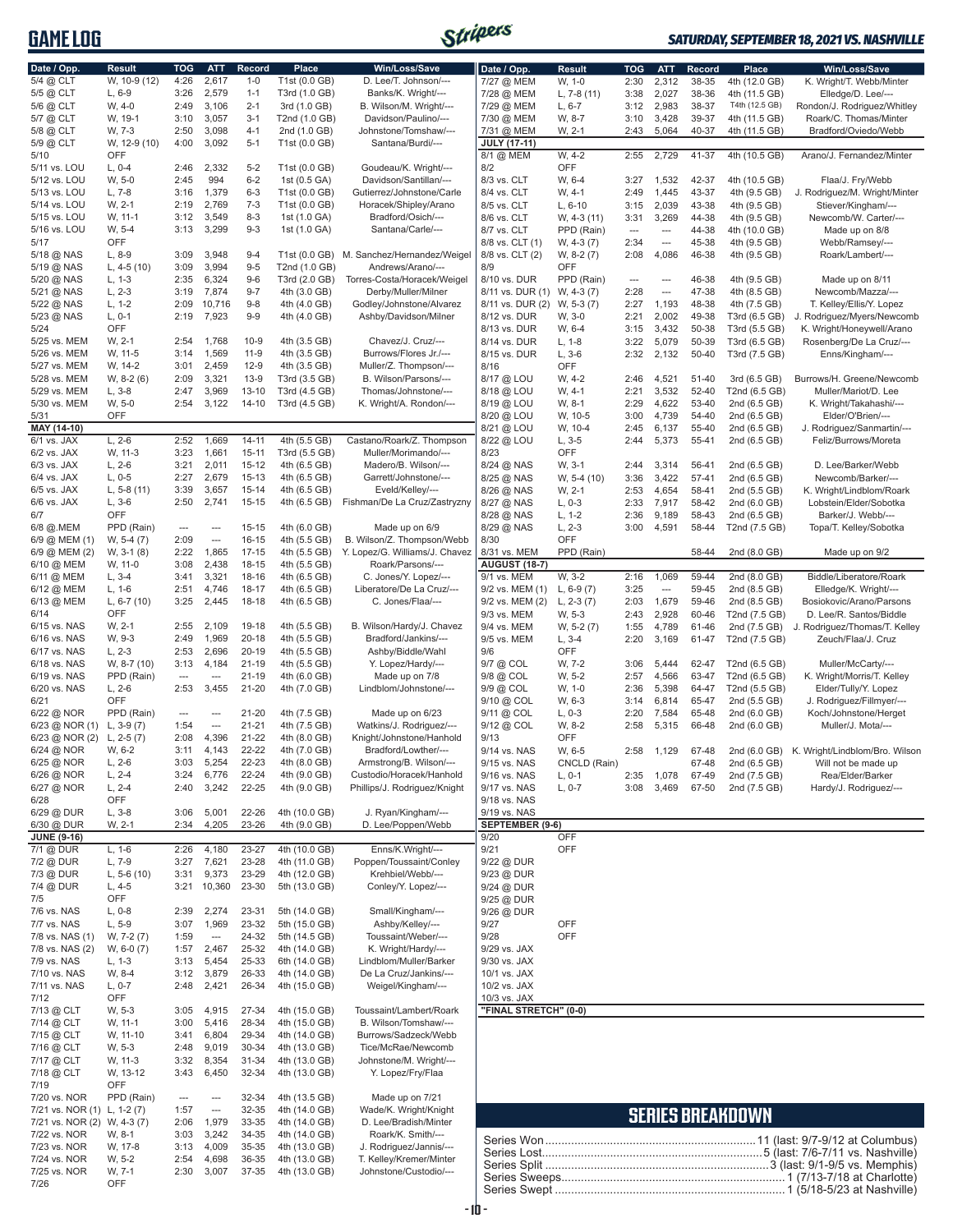# GAME LOG

*SATURDAY, SEPTEMBER 18, 2021 VS. NASHVILLE*

| Date / Opp. | Result | TOG | ATT | Record | Place | Win/Loss/Save |
|---|---|---|---|---|---|---|
| 5/4 @ CLT | W, 10-9 (12) | 4:26 | 2,617 | 1-0 | T1st (0.0 GB) | D. Lee/T. Johnson/--- |
| 5/5 @ CLT | L, 6-9 | 3:26 | 2,579 | 1-1 | T3rd (1.0 GB) | Banks/K. Wright/--- |
| 5/6 @ CLT | W, 4-0 | 2:49 | 3,106 | 2-1 | 3rd (1.0 GB) | B. Wilson/M. Wright/--- |
| 5/7 @ CLT | W, 19-1 | 3:10 | 3,057 | 3-1 | T2nd (1.0 GB) | Davidson/Paulino/--- |
| 5/8 @ CLT | W, 7-3 | 2:50 | 3,098 | 4-1 | 2nd (1.0 GB) | Johnstone/Tomshaw/--- |
| 5/9 @ CLT | W, 12-9 (10) | 4:00 | 3,092 | 5-1 | T1st (0.0 GB) | Santana/Burdi/--- |
| 5/10 | OFF | | | | | |
| 5/11 vs. LOU | L, 0-4 | 2:46 | 2,332 | 5-2 | T1st (0.0 GB) | Goudeau/K. Wright/--- |
| 5/12 vs. LOU | W, 5-0 | 2:45 | 994 | 6-2 | 1st (0.5 GA) | Davidson/Santillan/--- |
| 5/13 vs. LOU | L, 7-8 | 3:16 | 1,379 | 6-3 | T1st (0.0 GB) | Gutierrez/Johnstone/Carle |
| 5/14 vs. LOU | W, 2-1 | 2:19 | 2,769 | 7-3 | T1st (0.0 GB) | Horacek/Shipley/Arano |
| 5/15 vs. LOU | W, 11-1 | 3:12 | 3,549 | 8-3 | 1st (1.0 GA) | Bradford/Osich/--- |
| 5/16 vs. LOU | W, 5-4 | 3:13 | 3,299 | 9-3 | 1st (1.0 GA) | Santana/Carle/--- |
| 5/17 | OFF | | | | | |
| 5/18 @ NAS | L, 8-9 | 3:09 | 3,948 | 9-4 | T1st (0.0 GB) | M. Sanchez/Hernandez/Weigel |
| 5/19 @ NAS | L, 4-5 (10) | 3:09 | 3,994 | 9-5 | T2nd (1.0 GB) | Andrews/Arano/--- |
| 5/20 @ NAS | L, 1-3 | 2:35 | 6,324 | 9-6 | T3rd (2.0 GB) | Torres-Costa/Horacek/Weigel |
| 5/21 @ NAS | L, 2-3 | 3:19 | 7,874 | 9-7 | 4th (3.0 GB) | Derby/Muller/Milner |
| 5/22 @ NAS | L, 1-2 | 2:09 | 10,716 | 9-8 | 4th (4.0 GB) | Godley/Johnstone/Alvarez |
| 5/23 @ NAS | L, 0-1 | 2:19 | 7,923 | 9-9 | 4th (4.0 GB) | Ashby/Davidson/Milner |
| 5/24 | OFF | | | | | |
| 5/25 vs. MEM | W, 2-1 | 2:54 | 1,768 | 10-9 | 4th (3.5 GB) | Chavez/J. Cruz/--- |
| 5/26 vs. MEM | W, 11-5 | 3:14 | 1,569 | 11-9 | 4th (3.5 GB) | Burrows/Flores Jr./--- |
| 5/27 vs. MEM | W, 14-2 | 3:01 | 2,459 | 12-9 | 4th (3.5 GB) | Muller/Z. Thompson/--- |
| 5/28 vs. MEM | W, 8-2 (6) | 2:09 | 3,321 | 13-9 | T3rd (3.5 GB) | B. Wilson/Parsons/--- |
| 5/29 vs. MEM | L, 3-8 | 2:47 | 3,969 | 13-10 | T3rd (4.5 GB) | Thomas/Johnstone/--- |
| 5/30 vs. MEM | W, 5-0 | 2:54 | 3,122 | 14-10 | T3rd (4.5 GB) | K. Wright/A. Rondon/--- |
| 5/31 | OFF | | | | | |
| **MAY (14-10)** | | | | | | |
| 6/1 vs. JAX | L, 2-6 | 2:52 | 1,669 | 14-11 | 4th (5.5 GB) | Castano/Roark/Z. Thompson |
| 6/2 vs. JAX | W, 11-3 | 3:23 | 1,661 | 15-11 | T3rd (5.5 GB) | Muller/Morimando/--- |
| 6/3 vs. JAX | L, 2-6 | 3:21 | 2,011 | 15-12 | 4th (6.5 GB) | Madero/B. Wilson/--- |
| 6/4 vs. JAX | L, 0-5 | 2:27 | 2,679 | 15-13 | 4th (6.5 GB) | Garrett/Johnstone/--- |
| 6/5 vs. JAX | L, 5-8 (11) | 3:39 | 3,657 | 15-14 | 4th (6.5 GB) | Eveld/Kelley/--- |
| 6/6 vs. JAX | L, 3-6 | 2:50 | 2,741 | 15-15 | 4th (6.5 GB) | Fishman/De La Cruz/Zastryzny |
| 6/7 | OFF | | | | | |
| 6/8 @.MEM | PPD (Rain) | --- | --- | 15-15 | 4th (6.0 GB) | Made up on 6/9 |
| 6/9 @ MEM (1) | W, 5-4 (7) | 2:09 | --- | 16-15 | 4th (5.5 GB) | B. Wilson/Z. Thompson/Webb |
| 6/9 @ MEM (2) | W, 3-1 (8) | 2:22 | 1,865 | 17-15 | 4th (5.5 GB) | Y. Lopez/G. Williams/J. Chavez |
| 6/10 @ MEM | W, 11-0 | 3:08 | 2,438 | 18-15 | 4th (5.5 GB) | Roark/Parsons/--- |
| 6/11 @ MEM | L, 3-4 | 3:41 | 3,321 | 18-16 | 4th (6.5 GB) | C. Jones/Y. Lopez/--- |
| 6/12 @ MEM | L, 1-6 | 2:51 | 4,746 | 18-17 | 4th (6.5 GB) | Liberatore/De La Cruz/--- |
| 6/13 @ MEM | L, 6-7 (10) | 3:25 | 2,445 | 18-18 | 4th (6.5 GB) | C. Jones/Flaa/--- |
| 6/14 | OFF | | | | | |
| 6/15 vs. NAS | W, 2-1 | 2:55 | 2,109 | 19-18 | 4th (5.5 GB) | B. Wilson/Hardy/J. Chavez |
| 6/16 vs. NAS | W, 9-3 | 2:49 | 1,969 | 20-18 | 4th (5.5 GB) | Bradford/Jankins/--- |
| 6/17 vs. NAS | L, 2-3 | 2:53 | 2,696 | 20-19 | 4th (5.5 GB) | Ashby/Biddle/Wahl |
| 6/18 vs. NAS | W, 8-7 (10) | 3:13 | 4,184 | 21-19 | 4th (5.5 GB) | Y. Lopez/Hardy/--- |
| 6/19 vs. NAS | PPD (Rain) | --- | --- | 21-19 | 4th (6.0 GB) | Made up on 7/8 |
| 6/20 vs. NAS | L, 2-6 | 2:53 | 3,455 | 21-20 | 4th (7.0 GB) | Lindblom/Johnstone/--- |
| 6/21 | OFF | | | | | |
| 6/22 @ NOR | PPD (Rain) | --- | --- | 21-20 | 4th (7.5 GB) | Made up on 6/23 |
| 6/23 @ NOR (1) | L, 3-9 (7) | 1:54 | --- | 21-21 | 4th (7.5 GB) | Watkins/J. Rodriguez/--- |
| 6/23 @ NOR (2) | L, 2-5 (7) | 2:08 | 4,396 | 21-22 | 4th (8.0 GB) | Knight/Johnstone/Hanhold |
| 6/24 @ NOR | W, 6-2 | 3:11 | 4,143 | 22-22 | 4th (7.0 GB) | Bradford/Lowther/--- |
| 6/25 @ NOR | L, 2-6 | 3:03 | 5,254 | 22-23 | 4th (8.0 GB) | Armstrong/B. Wilson/--- |
| 6/26 @ NOR | L, 2-4 | 3:24 | 6,776 | 22-24 | 4th (9.0 GB) | Custodio/Horacek/Hanhold |
| 6/27 @ NOR | L, 2-4 | 2:40 | 3,242 | 22-25 | 4th (9.0 GB) | Phillips/J. Rodriguez/Knight |
| 6/28 | OFF | | | | | |
| 6/29 @ DUR | L, 3-8 | 3:06 | 5,001 | 22-26 | 4th (10.0 GB) | J. Ryan/Kingham/--- |
| 6/30 @ DUR | W, 2-1 | 2:34 | 4,205 | 23-26 | 4th (9.0 GB) | D. Lee/Poppen/Webb |
| **JUNE (9-16)** | | | | | | |
| 7/1 @ DUR | L, 1-6 | 2:26 | 4,180 | 23-27 | 4th (10.0 GB) | Enns/K.Wright/--- |
| 7/2 @ DUR | L, 7-9 | 3:27 | 7,621 | 23-28 | 4th (11.0 GB) | Poppen/Toussaint/Conley |
| 7/3 @ DUR | L, 5-6 (10) | 3:31 | 9,373 | 23-29 | 4th (12.0 GB) | Krehbiel/Webb/--- |
| 7/4 @ DUR | L, 4-5 | 3:21 | 10,360 | 23-30 | 5th (13.0 GB) | Conley/Y. Lopez/--- |
| 7/5 | OFF | | | | | |
| 7/6 vs. NAS | L, 0-8 | 2:39 | 2,274 | 23-31 | 5th (14.0 GB) | Small/Kingham/--- |
| 7/7 vs. NAS | L, 5-9 | 3:07 | 1,969 | 23-32 | 5th (15.0 GB) | Ashby/Kelley/--- |
| 7/8 vs. NAS (1) | W, 7-2 (7) | 1:59 | --- | 24-32 | 5th (14.5 GB) | Toussaint/Weber/--- |
| 7/8 vs. NAS (2) | W, 6-0 (7) | 1:57 | 2,467 | 25-32 | 4th (14.0 GB) | K. Wright/Hardy/--- |
| 7/9 vs. NAS | L, 1-3 | 3:13 | 5,454 | 25-33 | 6th (14.0 GB) | Lindblom/Muller/Barker |
| 7/10 vs. NAS | W, 8-4 | 3:12 | 3,879 | 26-33 | 4th (14.0 GB) | De La Cruz/Jankins/--- |
| 7/11 vs. NAS | L, 0-7 | 2:48 | 2,421 | 26-34 | 4th (15.0 GB) | Weigel/Kingham/--- |
| 7/12 | OFF | | | | | |
| 7/13 @ CLT | W, 5-3 | 3:05 | 4,915 | 27-34 | 4th (15.0 GB) | Toussaint/Lambert/Roark |
| 7/14 @ CLT | W, 11-1 | 3:00 | 5,416 | 28-34 | 4th (15.0 GB) | B. Wilson/Tomshaw/--- |
| 7/15 @ CLT | W, 11-10 | 3:41 | 6,804 | 29-34 | 4th (14.0 GB) | Burrows/Sadzeck/Webb |
| 7/16 @ CLT | W, 5-3 | 2:48 | 9,019 | 30-34 | 4th (13.0 GB) | Tice/McRae/Newcomb |
| 7/17 @ CLT | W, 11-3 | 3:32 | 8,354 | 31-34 | 4th (13.0 GB) | Johnstone/M. Wright/--- |
| 7/18 @ CLT | W, 13-12 | 3:43 | 6,450 | 32-34 | 4th (13.0 GB) | Y. Lopez/Fry/Flaa |
| 7/19 | OFF | | | | | |
| 7/20 vs. NOR | PPD (Rain) | --- | --- | 32-34 | 4th (13.5 GB) | Made up on 7/21 |
| 7/21 vs. NOR (1) | L, 1-2 (7) | 1:57 | --- | 32-35 | 4th (14.0 GB) | Wade/K. Wright/Knight |
| 7/21 vs. NOR (2) | W, 4-3 (7) | 2:06 | 1,979 | 33-35 | 4th (14.0 GB) | D. Lee/Bradish/Minter |
| 7/22 vs. NOR | W, 8-1 | 3:03 | 3,242 | 34-35 | 4th (14.0 GB) | Roark/K. Smith/--- |
| 7/23 vs. NOR | W, 17-8 | 3:13 | 4,009 | 35-35 | 4th (13.0 GB) | J. Rodriguez/Jannis/--- |
| 7/24 vs. NOR | W, 5-2 | 2:54 | 4,698 | 36-35 | 4th (13.0 GB) | T. Kelley/Kremer/Minter |
| 7/25 vs. NOR | W, 7-1 | 2:30 | 3,007 | 37-35 | 4th (13.0 GB) | Johnstone/Custodio/--- |
| 7/26 | OFF | | | | | |
| 7/27 @ MEM | W, 1-0 | 2:30 | 2,312 | 38-35 | 4th (12.0 GB) | K. Wright/T. Webb/Minter |
| 7/28 @ MEM | L, 7-8 (11) | 3:38 | 2,027 | 38-36 | 4th (11.5 GB) | Elledge/D. Lee/--- |
| 7/29 @ MEM | L, 6-7 | 3:12 | 2,983 | 38-37 | T4th (12.5 GB) | Rondon/J. Rodriguez/Whitley |
| 7/30 @ MEM | W, 8-7 | 3:10 | 3,428 | 39-37 | 4th (11.5 GB) | Roark/C. Thomas/Minter |
| 7/31 @ MEM | W, 2-1 | 2:43 | 5,064 | 40-37 | 4th (11.5 GB) | Bradford/Oviedo/Webb |
| **JULY (17-11)** | | | | | | |
| 8/1 @ MEM | W, 4-2 | 2:55 | 2,729 | 41-37 | 4th (10.5 GB) | Arano/J. Fernandez/Minter |
| 8/2 | OFF | | | | | |
| 8/3 vs. CLT | W, 6-4 | 3:27 | 1,532 | 42-37 | 4th (10.5 GB) | Flaa/J. Fry/Webb |
| 8/4 vs. CLT | W, 4-1 | 2:49 | 1,445 | 43-37 | 4th (9.5 GB) | J. Rodriguez/M. Wright/Minter |
| 8/5 vs. CLT | L, 6-10 | 3:15 | 2,039 | 43-38 | 4th (9.5 GB) | Stiever/Kingham/--- |
| 8/6 vs. CLT | W, 4-3 (11) | 3:31 | 3,269 | 44-38 | 4th (9.5 GB) | Newcomb/W. Carter/--- |
| 8/7 vs. CLT | PPD (Rain) | --- | --- | 44-38 | 4th (10.0 GB) | Made up on 8/8 |
| 8/8 vs. CLT (1) | W, 4-3 (7) | 2:34 | --- | 45-38 | 4th (9.5 GB) | Webb/Ramsey/--- |
| 8/8 vs. CLT (2) | W, 8-2 (7) | 2:08 | 4,086 | 46-38 | 4th (9.5 GB) | Roark/Lambert/--- |
| 8/9 | OFF | | | | | |
| 8/10 vs. DUR | PPD (Rain) | --- | --- | 46-38 | 4th (9.5 GB) | Made up on 8/11 |
| 8/11 vs. DUR (1) | W, 4-3 (7) | 2:28 | --- | 47-38 | 4th (8.5 GB) | Newcomb/Mazza/--- |
| 8/11 vs. DUR (2) | W, 5-3 (7) | 2:27 | 1,193 | 48-38 | 4th (7.5 GB) | T. Kelley/Ellis/Y. Lopez |
| 8/12 vs. DUR | W, 3-0 | 2:21 | 2,002 | 49-38 | T3rd (6.5 GB) | J. Rodriguez/Myers/Newcomb |
| 8/13 vs. DUR | W, 6-4 | 3:15 | 3,432 | 50-38 | T3rd (5.5 GB) | K. Wright/Honeywell/Arano |
| 8/14 vs. DUR | L, 1-8 | 3:22 | 5,079 | 50-39 | T3rd (6.5 GB) | Rosenberg/De La Cruz/--- |
| 8/15 vs. DUR | L, 3-6 | 2:32 | 2,132 | 50-40 | T3rd (7.5 GB) | Enns/Kingham/--- |
| 8/16 | OFF | | | | | |
| 8/17 @ LOU | W, 4-2 | 2:46 | 4,521 | 51-40 | 3rd (6.5 GB) | Burrows/H. Greene/Newcomb |
| 8/18 @ LOU | W, 4-1 | 2:21 | 3,532 | 52-40 | T2nd (6.5 GB) | Muller/Mariot/D. Lee |
| 8/19 @ LOU | W, 8-1 | 2:29 | 4,622 | 53-40 | 2nd (6.5 GB) | K. Wright/Takahashi/--- |
| 8/20 @ LOU | W, 10-5 | 3:00 | 4,739 | 54-40 | 2nd (6.5 GB) | Elder/O'Brien/--- |
| 8/21 @ LOU | W, 10-4 | 2:45 | 6,137 | 55-40 | 2nd (6.5 GB) | J. Rodriguez/Sanmartin/--- |
| 8/22 @ LOU | L, 3-5 | 2:44 | 5,373 | 55-41 | 2nd (6.5 GB) | Feliz/Burrows/Moreta |
| 8/23 | OFF | | | | | |
| 8/24 @ NAS | W, 3-1 | 2:44 | 3,314 | 56-41 | 2nd (6.5 GB) | D. Lee/Barker/Webb |
| 8/25 @ NAS | W, 5-4 (10) | 3:36 | 3,422 | 57-41 | 2nd (6.5 GB) | Newcomb/Barker/--- |
| 8/26 @ NAS | W, 2-1 | 2:53 | 4,654 | 58-41 | 2nd (5.5 GB) | K. Wright/Lindblom/Roark |
| 8/27 @ NAS | L, 0-3 | 2:33 | 7,917 | 58-42 | 2nd (6.0 GB) | Lobstein/Elder/Sobotka |
| 8/28 @ NAS | L, 1-2 | 2:36 | 9,189 | 58-43 | 2nd (6.5 GB) | Barker/J. Webb/--- |
| 8/29 @ NAS | L, 2-3 | 3:00 | 4,591 | 58-44 | T2nd (7.5 GB) | Topa/T. Kelley/Sobotka |
| 8/30 | OFF | | | | | |
| 8/31 vs. MEM | PPD (Rain) | | | 58-44 | 2nd (8.0 GB) | Made up on 9/2 |
| **AUGUST (18-7)** | | | | | | |
| 9/1 vs. MEM | W, 3-2 | 2:16 | 1,069 | 59-44 | 2nd (8.0 GB) | Biddle/Liberatore/Roark |
| 9/2 vs. MEM (1) | L, 6-9 (7) | 3:25 | --- | 59-45 | 2nd (8.5 GB) | Elledge/K. Wright/--- |
| 9/2 vs. MEM (2) | L, 2-3 (7) | 2:03 | 1,679 | 59-46 | 2nd (8.5 GB) | Bosiokovic/Arano/Parsons |
| 9/3 vs. MEM | W, 5-3 | 2:43 | 2,928 | 60-46 | T2nd (7.5 GB) | D. Lee/R. Santos/Biddle |
| 9/4 vs. MEM | W, 5-2 (7) | 1:55 | 4,789 | 61-46 | 2nd (7.5 GB) | J. Rodriguez/Thomas/T. Kelley |
| 9/5 vs. MEM | L, 3-4 | 2:20 | 3,169 | 61-47 | T2nd (7.5 GB) | Zeuch/Flaa/J. Cruz |
| 9/6 | OFF | | | | | |
| 9/7 @ COL | W, 7-2 | 3:06 | 5,444 | 62-47 | T2nd (6.5 GB) | Muller/McCarty/--- |
| 9/8 @ COL | W, 5-2 | 2:57 | 4,566 | 63-47 | T2nd (6.5 GB) | K. Wright/Morris/T. Kelley |
| 9/9 @ COL | W, 1-0 | 2:36 | 5,398 | 64-47 | T2nd (5.5 GB) | Elder/Tully/Y. Lopez |
| 9/10 @ COL | W, 6-3 | 3:14 | 6,814 | 65-47 | 2nd (5.5 GB) | J. Rodriguez/Fillmyer/--- |
| 9/11 @ COL | L, 0-3 | 2:20 | 7,584 | 65-48 | 2nd (6.0 GB) | Koch/Johnstone/Herget |
| 9/12 @ COL | W, 8-2 | 2:58 | 5,315 | 66-48 | 2nd (6.0 GB) | Muller/J. Mota/--- |
| 9/13 | OFF | | | | | |
| 9/14 vs. NAS | W, 6-5 | 2:58 | 1,129 | 67-48 | 2nd (6.0 GB) | K. Wright/Lindblom/Bro. Wilson |
| 9/15 vs. NAS | CNCLD (Rain) | | | 67-48 | 2nd (6.5 GB) | Will not be made up |
| 9/16 vs. NAS | L, 0-1 | 2:35 | 1,078 | 67-49 | 2nd (7.5 GB) | Rea/Elder/Barker |
| 9/17 vs. NAS | L, 0-7 | 3:08 | 3,469 | 67-50 | 2nd (7.5 GB) | Hardy/J. Rodriguez/--- |
| 9/18 vs. NAS | | | | | | |
| 9/19 vs. NAS | | | | | | |
| **SEPTEMBER (9-6)** | | | | | | |
| 9/20 | OFF | | | | | |
| 9/21 | OFF | | | | | |
| 9/22 @ DUR | | | | | | |
| 9/23 @ DUR | | | | | | |
| 9/24 @ DUR | | | | | | |
| 9/25 @ DUR | | | | | | |
| 9/26 @ DUR | | | | | | |
| 9/27 | OFF | | | | | |
| 9/28 | OFF | | | | | |
| 9/29 vs. JAX | | | | | | |
| 9/30 vs. JAX | | | | | | |
| 10/1 vs. JAX | | | | | | |
| 10/2 vs. JAX | | | | | | |
| 10/3 vs. JAX | | | | | | |
| **"FINAL STRETCH" (0-0)** | | | | | | |

## SERIES BREAKDOWN

| | |
|---|---|
| Series Won | 11 (last: 9/7-9/12 at Columbus) |
| Series Lost | 5 (last: 7/6-7/11 vs. Nashville) |
| Series Split | 3 (last: 9/1-9/5 vs. Memphis) |
| Series Sweeps | 1 (7/13-7/18 at Charlotte) |
| Series Swept | 1 (5/18-5/23 at Nashville) |